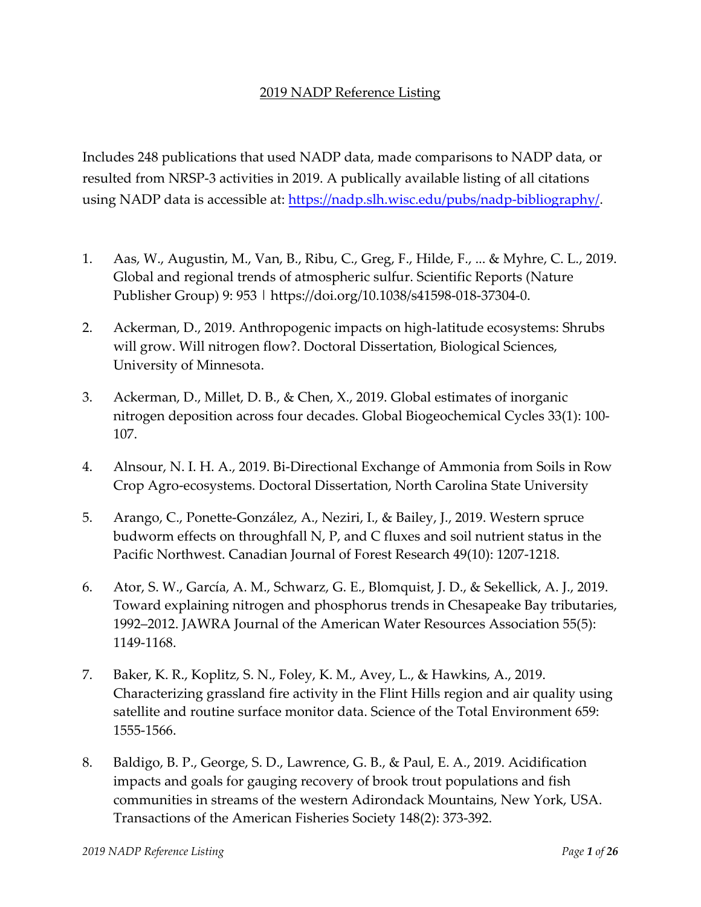# 2019 NADP Reference Listing

Includes 248 publications that used NADP data, made comparisons to NADP data, or resulted from NRSP-3 activities in 2019. A publically available listing of all citations using NADP data is accessible at: https://nadp.slh.wisc.edu/pubs/nadp-bibliography/.

1. Aas, W., Augustin, M., Van, B., Ribu, C., Greg, F., Hilde, F., ... & Myhre, C. L., 2019. Global and regional trends of atmospheric sulfur. Scientific Reports (Nature Publisher Group) 9: 953 | https://doi.org/10.1038/s41598-018-37304-0.

2. Ackerman, D., 2019. Anthropogenic impacts on high-latitude ecosystems: Shrubs will grow. Will nitrogen flow?. Doctoral Dissertation, Biological Sciences, University of Minnesota.

3. Ackerman, D., Millet, D. B., & Chen, X., 2019. Global estimates of inorganic nitrogen deposition across four decades. Global Biogeochemical Cycles 33(1): 100-107.

4. Alnsour, N. I. H. A., 2019. Bi-Directional Exchange of Ammonia from Soils in Row Crop Agro-ecosystems. Doctoral Dissertation, North Carolina State University

5. Arango, C., Ponette-González, A., Neziri, I., & Bailey, J., 2019. Western spruce budworm effects on throughfall N, P, and C fluxes and soil nutrient status in the Pacific Northwest. Canadian Journal of Forest Research 49(10): 1207-1218.

6. Ator, S. W., García, A. M., Schwarz, G. E., Blomquist, J. D., & Sekellick, A. J., 2019. Toward explaining nitrogen and phosphorus trends in Chesapeake Bay tributaries, 1992–2012. JAWRA Journal of the American Water Resources Association 55(5): 1149-1168.

7. Baker, K. R., Koplitz, S. N., Foley, K. M., Avey, L., & Hawkins, A., 2019. Characterizing grassland fire activity in the Flint Hills region and air quality using satellite and routine surface monitor data. Science of the Total Environment 659: 1555-1566.

8. Baldigo, B. P., George, S. D., Lawrence, G. B., & Paul, E. A., 2019. Acidification impacts and goals for gauging recovery of brook trout populations and fish communities in streams of the western Adirondack Mountains, New York, USA. Transactions of the American Fisheries Society 148(2): 373-392.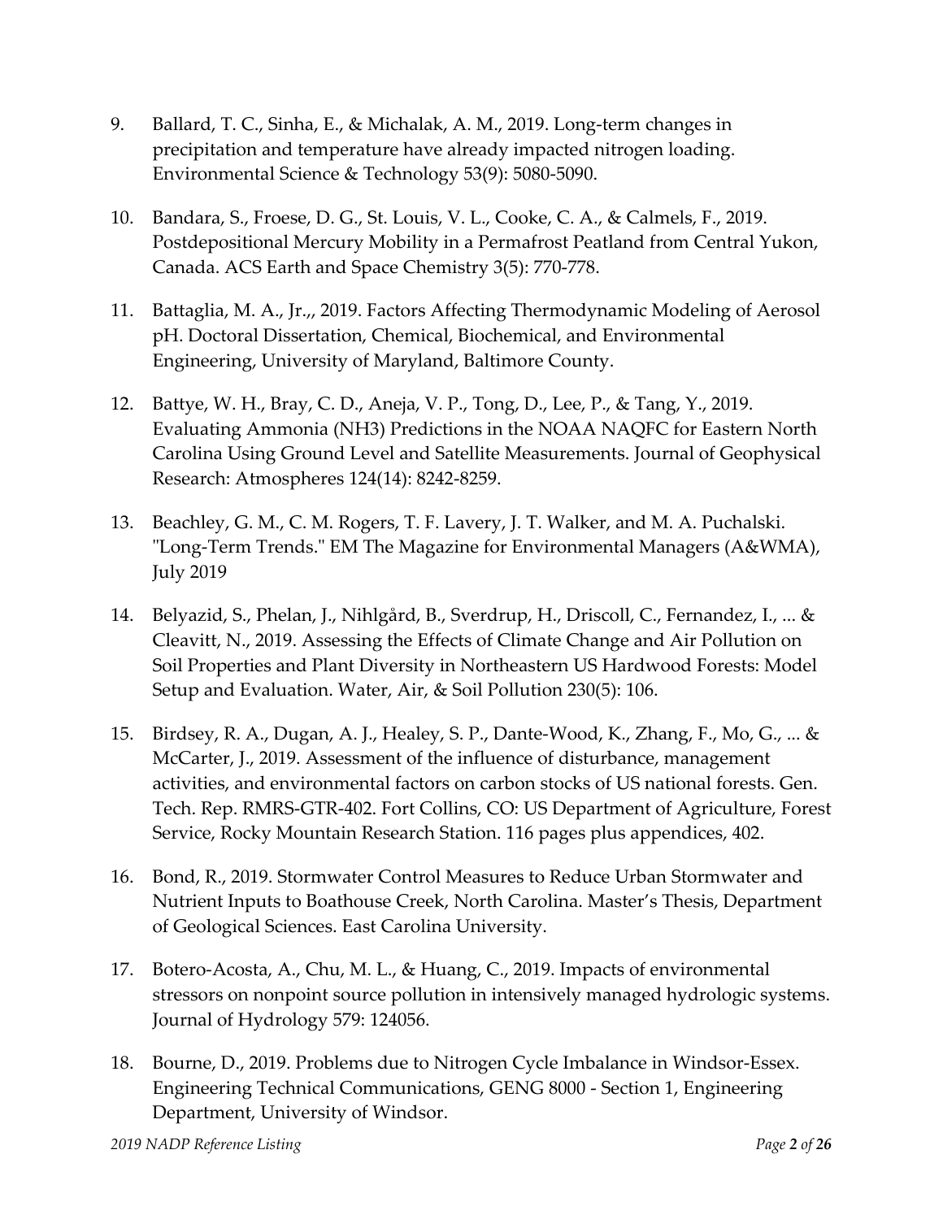9. Ballard, T. C., Sinha, E., & Michalak, A. M., 2019. Long-term changes in precipitation and temperature have already impacted nitrogen loading. Environmental Science & Technology 53(9): 5080-5090.

10. Bandara, S., Froese, D. G., St. Louis, V. L., Cooke, C. A., & Calmels, F., 2019. Postdepositional Mercury Mobility in a Permafrost Peatland from Central Yukon, Canada. ACS Earth and Space Chemistry 3(5): 770-778.

11. Battaglia, M. A., Jr.,, 2019. Factors Affecting Thermodynamic Modeling of Aerosol pH. Doctoral Dissertation, Chemical, Biochemical, and Environmental Engineering, University of Maryland, Baltimore County.

12. Battye, W. H., Bray, C. D., Aneja, V. P., Tong, D., Lee, P., & Tang, Y., 2019. Evaluating Ammonia (NH3) Predictions in the NOAA NAQFC for Eastern North Carolina Using Ground Level and Satellite Measurements. Journal of Geophysical Research: Atmospheres 124(14): 8242-8259.

13. Beachley, G. M., C. M. Rogers, T. F. Lavery, J. T. Walker, and M. A. Puchalski. "Long-Term Trends." EM The Magazine for Environmental Managers (A&WMA), July 2019

14. Belyazid, S., Phelan, J., Nihlgård, B., Sverdrup, H., Driscoll, C., Fernandez, I., ... & Cleavitt, N., 2019. Assessing the Effects of Climate Change and Air Pollution on Soil Properties and Plant Diversity in Northeastern US Hardwood Forests: Model Setup and Evaluation. Water, Air, & Soil Pollution 230(5): 106.

15. Birdsey, R. A., Dugan, A. J., Healey, S. P., Dante-Wood, K., Zhang, F., Mo, G., ... & McCarter, J., 2019. Assessment of the influence of disturbance, management activities, and environmental factors on carbon stocks of US national forests. Gen. Tech. Rep. RMRS-GTR-402. Fort Collins, CO: US Department of Agriculture, Forest Service, Rocky Mountain Research Station. 116 pages plus appendices, 402.

16. Bond, R., 2019. Stormwater Control Measures to Reduce Urban Stormwater and Nutrient Inputs to Boathouse Creek, North Carolina. Master's Thesis, Department of Geological Sciences. East Carolina University.

17. Botero-Acosta, A., Chu, M. L., & Huang, C., 2019. Impacts of environmental stressors on nonpoint source pollution in intensively managed hydrologic systems. Journal of Hydrology 579: 124056.

18. Bourne, D., 2019. Problems due to Nitrogen Cycle Imbalance in Windsor-Essex. Engineering Technical Communications, GENG 8000 - Section 1, Engineering Department, University of Windsor.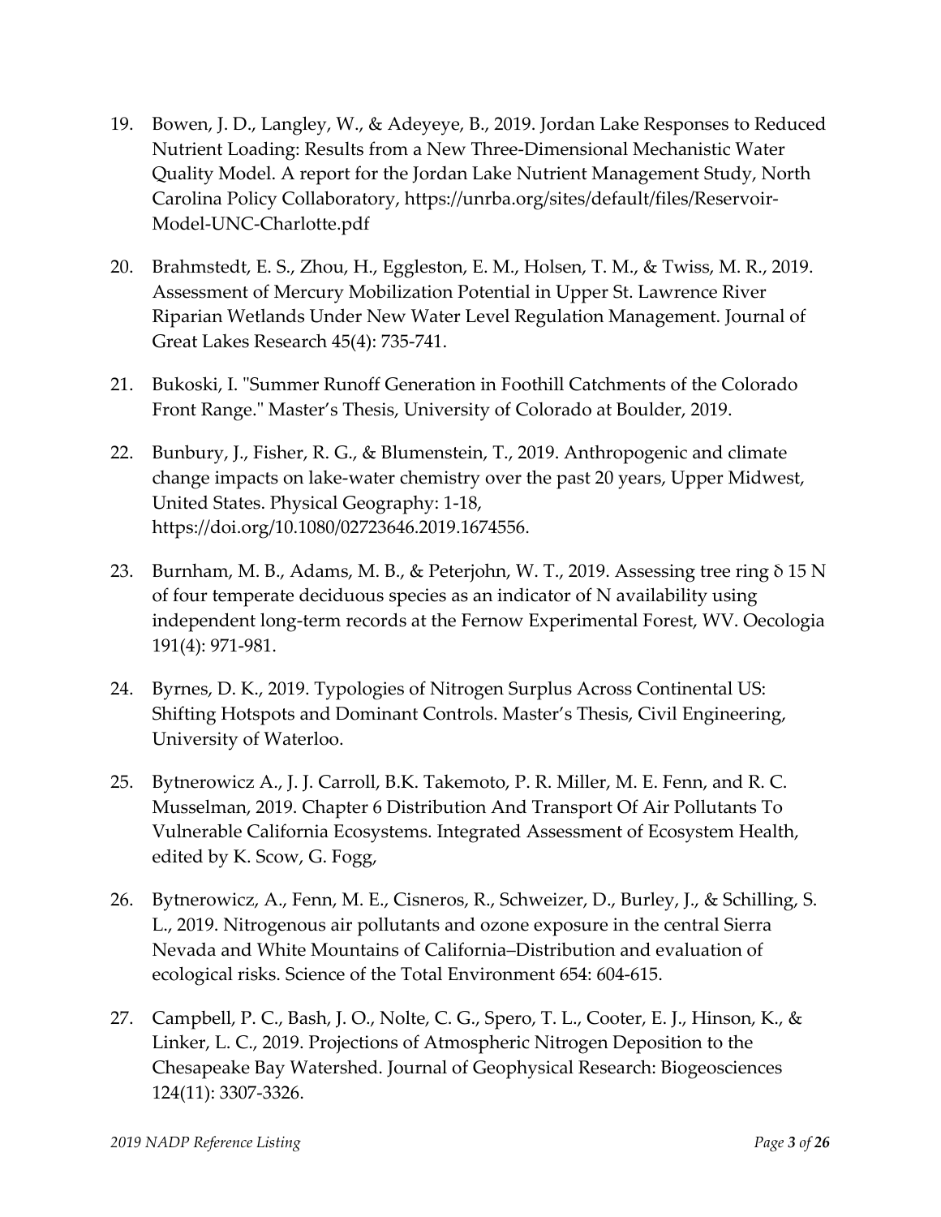19. Bowen, J. D., Langley, W., & Adeyeye, B., 2019. Jordan Lake Responses to Reduced Nutrient Loading: Results from a New Three-Dimensional Mechanistic Water Quality Model. A report for the Jordan Lake Nutrient Management Study, North Carolina Policy Collaboratory, https://unrba.org/sites/default/files/Reservoir-Model-UNC-Charlotte.pdf

20. Brahmstedt, E. S., Zhou, H., Eggleston, E. M., Holsen, T. M., & Twiss, M. R., 2019. Assessment of Mercury Mobilization Potential in Upper St. Lawrence River Riparian Wetlands Under New Water Level Regulation Management. Journal of Great Lakes Research 45(4): 735-741.

21. Bukoski, I. "Summer Runoff Generation in Foothill Catchments of the Colorado Front Range." Master's Thesis, University of Colorado at Boulder, 2019.

22. Bunbury, J., Fisher, R. G., & Blumenstein, T., 2019. Anthropogenic and climate change impacts on lake-water chemistry over the past 20 years, Upper Midwest, United States. Physical Geography: 1-18, https://doi.org/10.1080/02723646.2019.1674556.

23. Burnham, M. B., Adams, M. B., & Peterjohn, W. T., 2019. Assessing tree ring δ 15 N of four temperate deciduous species as an indicator of N availability using independent long-term records at the Fernow Experimental Forest, WV. Oecologia 191(4): 971-981.

24. Byrnes, D. K., 2019. Typologies of Nitrogen Surplus Across Continental US: Shifting Hotspots and Dominant Controls. Master's Thesis, Civil Engineering, University of Waterloo.

25. Bytnerowicz A., J. J. Carroll, B.K. Takemoto, P. R. Miller, M. E. Fenn, and R. C. Musselman, 2019. Chapter 6 Distribution And Transport Of Air Pollutants To Vulnerable California Ecosystems. Integrated Assessment of Ecosystem Health, edited by K. Scow, G. Fogg,

26. Bytnerowicz, A., Fenn, M. E., Cisneros, R., Schweizer, D., Burley, J., & Schilling, S. L., 2019. Nitrogenous air pollutants and ozone exposure in the central Sierra Nevada and White Mountains of California–Distribution and evaluation of ecological risks. Science of the Total Environment 654: 604-615.

27. Campbell, P. C., Bash, J. O., Nolte, C. G., Spero, T. L., Cooter, E. J., Hinson, K., & Linker, L. C., 2019. Projections of Atmospheric Nitrogen Deposition to the Chesapeake Bay Watershed. Journal of Geophysical Research: Biogeosciences 124(11): 3307-3326.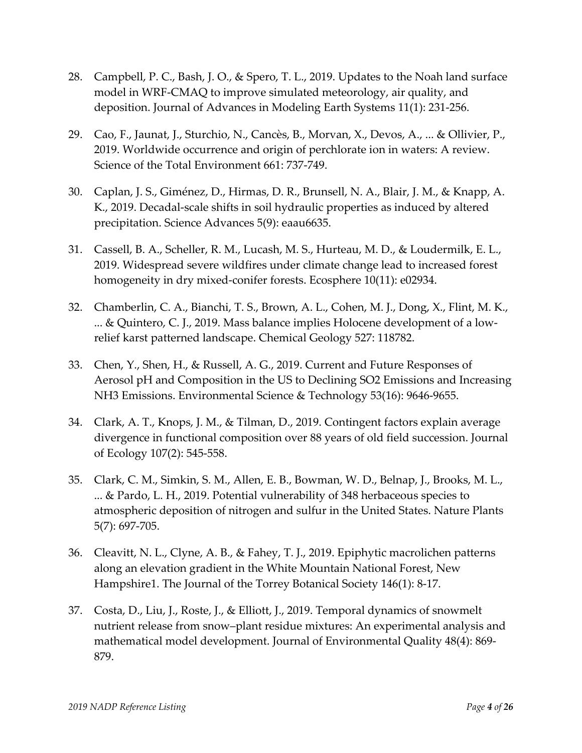28. Campbell, P. C., Bash, J. O., & Spero, T. L., 2019. Updates to the Noah land surface model in WRF-CMAQ to improve simulated meteorology, air quality, and deposition. Journal of Advances in Modeling Earth Systems 11(1): 231-256.

29. Cao, F., Jaunat, J., Sturchio, N., Cancès, B., Morvan, X., Devos, A., ... & Ollivier, P., 2019. Worldwide occurrence and origin of perchlorate ion in waters: A review. Science of the Total Environment 661: 737-749.

30. Caplan, J. S., Giménez, D., Hirmas, D. R., Brunsell, N. A., Blair, J. M., & Knapp, A. K., 2019. Decadal-scale shifts in soil hydraulic properties as induced by altered precipitation. Science Advances 5(9): eaau6635.

31. Cassell, B. A., Scheller, R. M., Lucash, M. S., Hurteau, M. D., & Loudermilk, E. L., 2019. Widespread severe wildfires under climate change lead to increased forest homogeneity in dry mixed-conifer forests. Ecosphere 10(11): e02934.

32. Chamberlin, C. A., Bianchi, T. S., Brown, A. L., Cohen, M. J., Dong, X., Flint, M. K., ... & Quintero, C. J., 2019. Mass balance implies Holocene development of a low-relief karst patterned landscape. Chemical Geology 527: 118782.

33. Chen, Y., Shen, H., & Russell, A. G., 2019. Current and Future Responses of Aerosol pH and Composition in the US to Declining SO2 Emissions and Increasing NH3 Emissions. Environmental Science & Technology 53(16): 9646-9655.

34. Clark, A. T., Knops, J. M., & Tilman, D., 2019. Contingent factors explain average divergence in functional composition over 88 years of old field succession. Journal of Ecology 107(2): 545-558.

35. Clark, C. M., Simkin, S. M., Allen, E. B., Bowman, W. D., Belnap, J., Brooks, M. L., ... & Pardo, L. H., 2019. Potential vulnerability of 348 herbaceous species to atmospheric deposition of nitrogen and sulfur in the United States. Nature Plants 5(7): 697-705.

36. Cleavitt, N. L., Clyne, A. B., & Fahey, T. J., 2019. Epiphytic macrolichen patterns along an elevation gradient in the White Mountain National Forest, New Hampshire1. The Journal of the Torrey Botanical Society 146(1): 8-17.

37. Costa, D., Liu, J., Roste, J., & Elliott, J., 2019. Temporal dynamics of snowmelt nutrient release from snow–plant residue mixtures: An experimental analysis and mathematical model development. Journal of Environmental Quality 48(4): 869-879.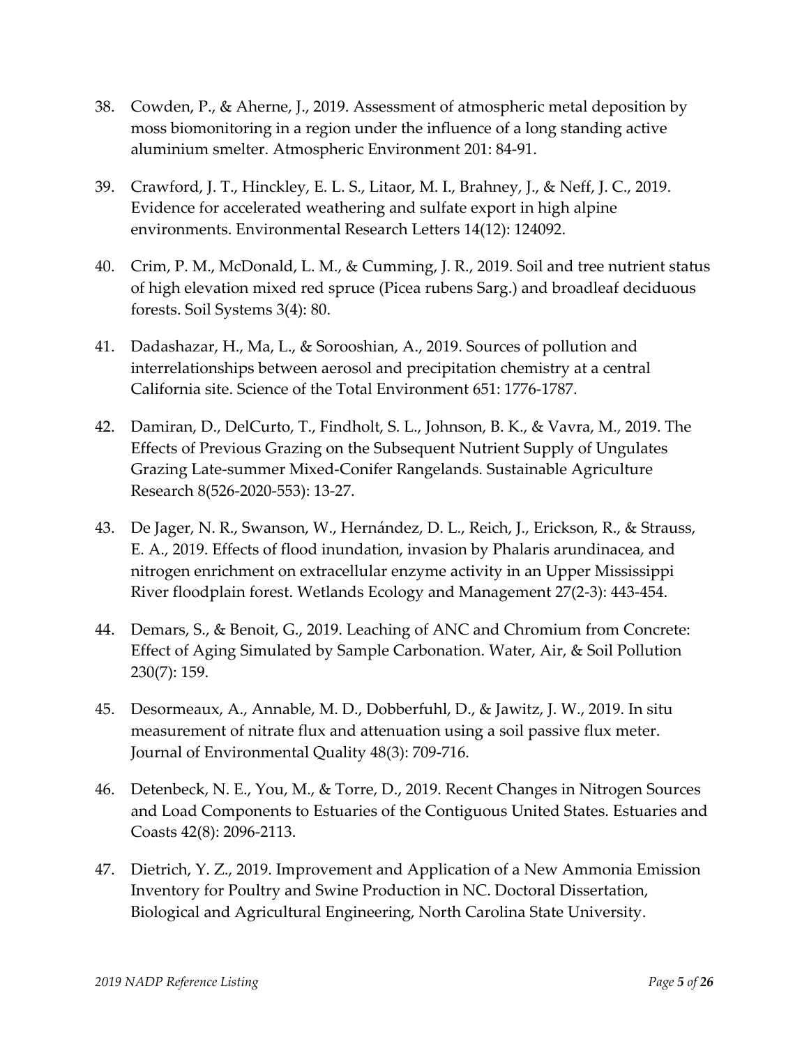38. Cowden, P., & Aherne, J., 2019. Assessment of atmospheric metal deposition by moss biomonitoring in a region under the influence of a long standing active aluminium smelter. Atmospheric Environment 201: 84-91.

39. Crawford, J. T., Hinckley, E. L. S., Litaor, M. I., Brahney, J., & Neff, J. C., 2019. Evidence for accelerated weathering and sulfate export in high alpine environments. Environmental Research Letters 14(12): 124092.

40. Crim, P. M., McDonald, L. M., & Cumming, J. R., 2019. Soil and tree nutrient status of high elevation mixed red spruce (Picea rubens Sarg.) and broadleaf deciduous forests. Soil Systems 3(4): 80.

41. Dadashazar, H., Ma, L., & Sorooshian, A., 2019. Sources of pollution and interrelationships between aerosol and precipitation chemistry at a central California site. Science of the Total Environment 651: 1776-1787.

42. Damiran, D., DelCurto, T., Findholt, S. L., Johnson, B. K., & Vavra, M., 2019. The Effects of Previous Grazing on the Subsequent Nutrient Supply of Ungulates Grazing Late-summer Mixed-Conifer Rangelands. Sustainable Agriculture Research 8(526-2020-553): 13-27.

43. De Jager, N. R., Swanson, W., Hernández, D. L., Reich, J., Erickson, R., & Strauss, E. A., 2019. Effects of flood inundation, invasion by Phalaris arundinacea, and nitrogen enrichment on extracellular enzyme activity in an Upper Mississippi River floodplain forest. Wetlands Ecology and Management 27(2-3): 443-454.

44. Demars, S., & Benoit, G., 2019. Leaching of ANC and Chromium from Concrete: Effect of Aging Simulated by Sample Carbonation. Water, Air, & Soil Pollution 230(7): 159.

45. Desormeaux, A., Annable, M. D., Dobberfuhl, D., & Jawitz, J. W., 2019. In situ measurement of nitrate flux and attenuation using a soil passive flux meter. Journal of Environmental Quality 48(3): 709-716.

46. Detenbeck, N. E., You, M., & Torre, D., 2019. Recent Changes in Nitrogen Sources and Load Components to Estuaries of the Contiguous United States. Estuaries and Coasts 42(8): 2096-2113.

47. Dietrich, Y. Z., 2019. Improvement and Application of a New Ammonia Emission Inventory for Poultry and Swine Production in NC. Doctoral Dissertation, Biological and Agricultural Engineering, North Carolina State University.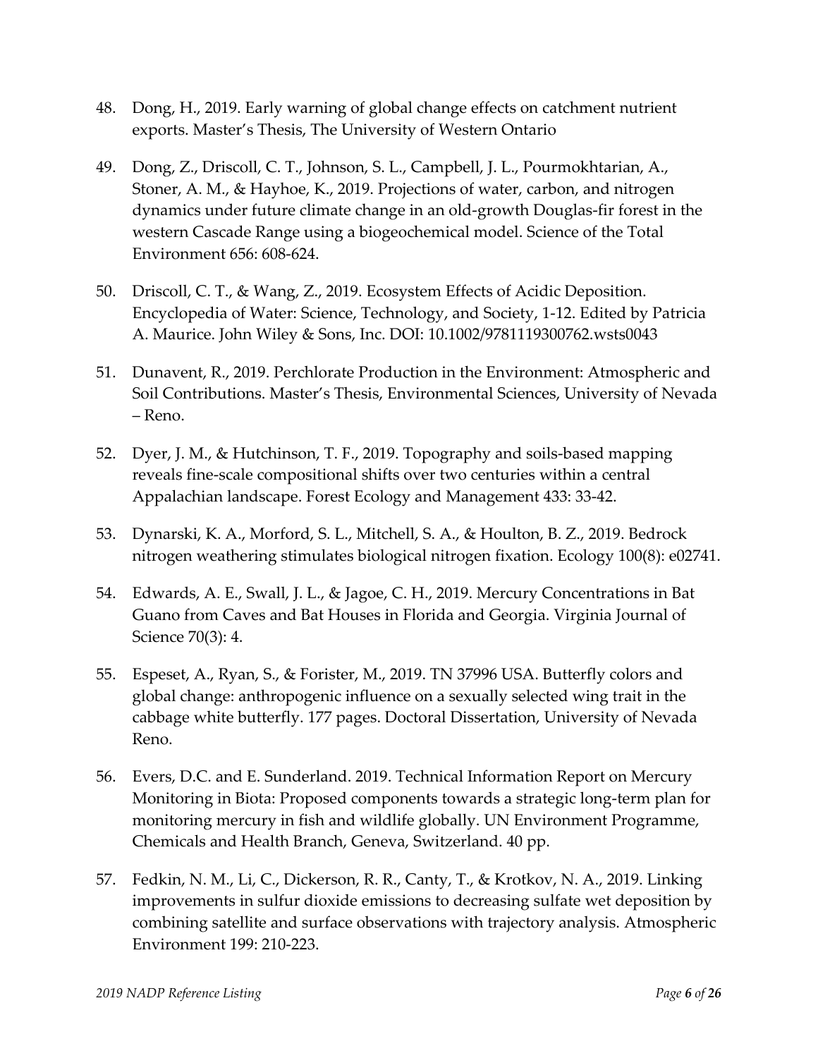48. Dong, H., 2019. Early warning of global change effects on catchment nutrient exports. Master's Thesis, The University of Western Ontario

49. Dong, Z., Driscoll, C. T., Johnson, S. L., Campbell, J. L., Pourmokhtarian, A., Stoner, A. M., & Hayhoe, K., 2019. Projections of water, carbon, and nitrogen dynamics under future climate change in an old-growth Douglas-fir forest in the western Cascade Range using a biogeochemical model. Science of the Total Environment 656: 608-624.

50. Driscoll, C. T., & Wang, Z., 2019. Ecosystem Effects of Acidic Deposition. Encyclopedia of Water: Science, Technology, and Society, 1-12. Edited by Patricia A. Maurice. John Wiley & Sons, Inc. DOI: 10.1002/9781119300762.wsts0043

51. Dunavent, R., 2019. Perchlorate Production in the Environment: Atmospheric and Soil Contributions. Master's Thesis, Environmental Sciences, University of Nevada – Reno.

52. Dyer, J. M., & Hutchinson, T. F., 2019. Topography and soils-based mapping reveals fine-scale compositional shifts over two centuries within a central Appalachian landscape. Forest Ecology and Management 433: 33-42.

53. Dynarski, K. A., Morford, S. L., Mitchell, S. A., & Houlton, B. Z., 2019. Bedrock nitrogen weathering stimulates biological nitrogen fixation. Ecology 100(8): e02741.

54. Edwards, A. E., Swall, J. L., & Jagoe, C. H., 2019. Mercury Concentrations in Bat Guano from Caves and Bat Houses in Florida and Georgia. Virginia Journal of Science 70(3): 4.

55. Espeset, A., Ryan, S., & Forister, M., 2019. TN 37996 USA. Butterfly colors and global change: anthropogenic influence on a sexually selected wing trait in the cabbage white butterfly. 177 pages. Doctoral Dissertation, University of Nevada Reno.

56. Evers, D.C. and E. Sunderland. 2019. Technical Information Report on Mercury Monitoring in Biota: Proposed components towards a strategic long-term plan for monitoring mercury in fish and wildlife globally. UN Environment Programme, Chemicals and Health Branch, Geneva, Switzerland. 40 pp.

57. Fedkin, N. M., Li, C., Dickerson, R. R., Canty, T., & Krotkov, N. A., 2019. Linking improvements in sulfur dioxide emissions to decreasing sulfate wet deposition by combining satellite and surface observations with trajectory analysis. Atmospheric Environment 199: 210-223.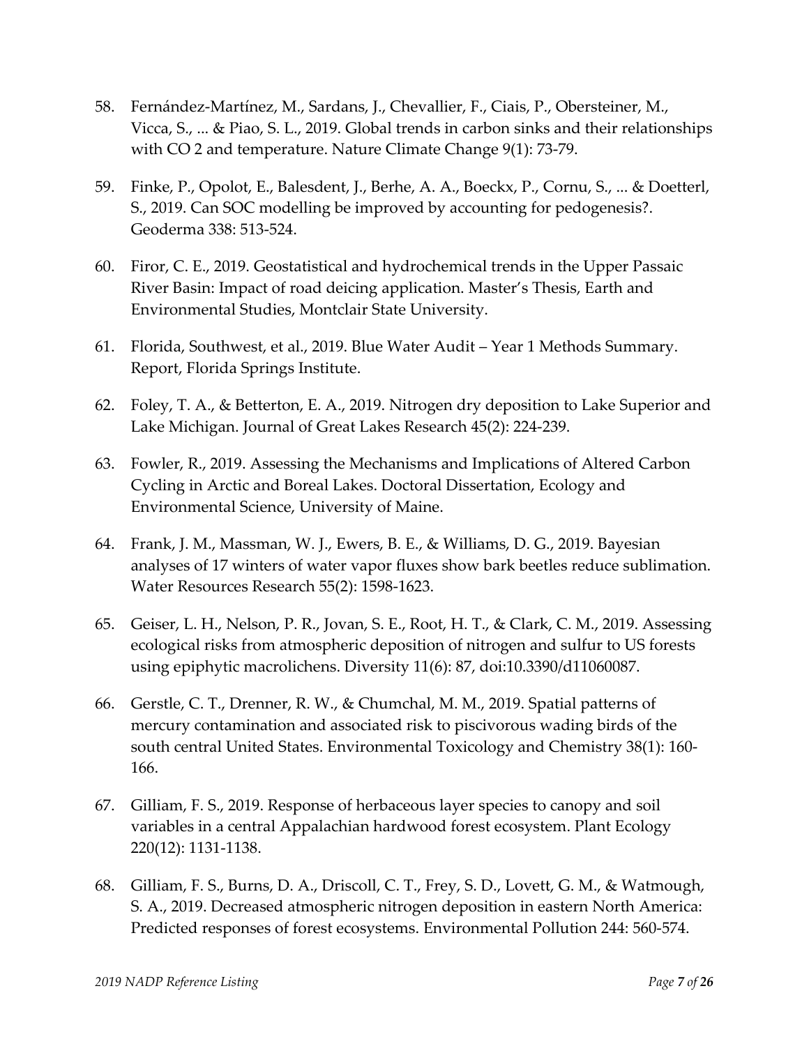58. Fernández-Martínez, M., Sardans, J., Chevallier, F., Ciais, P., Obersteiner, M., Vicca, S., ... & Piao, S. L., 2019. Global trends in carbon sinks and their relationships with CO 2 and temperature. Nature Climate Change 9(1): 73-79.

59. Finke, P., Opolot, E., Balesdent, J., Berhe, A. A., Boeckx, P., Cornu, S., ... & Doetterl, S., 2019. Can SOC modelling be improved by accounting for pedogenesis?. Geoderma 338: 513-524.

60. Firor, C. E., 2019. Geostatistical and hydrochemical trends in the Upper Passaic River Basin: Impact of road deicing application. Master's Thesis, Earth and Environmental Studies, Montclair State University.

61. Florida, Southwest, et al., 2019. Blue Water Audit – Year 1 Methods Summary. Report, Florida Springs Institute.

62. Foley, T. A., & Betterton, E. A., 2019. Nitrogen dry deposition to Lake Superior and Lake Michigan. Journal of Great Lakes Research 45(2): 224-239.

63. Fowler, R., 2019. Assessing the Mechanisms and Implications of Altered Carbon Cycling in Arctic and Boreal Lakes. Doctoral Dissertation, Ecology and Environmental Science, University of Maine.

64. Frank, J. M., Massman, W. J., Ewers, B. E., & Williams, D. G., 2019. Bayesian analyses of 17 winters of water vapor fluxes show bark beetles reduce sublimation. Water Resources Research 55(2): 1598-1623.

65. Geiser, L. H., Nelson, P. R., Jovan, S. E., Root, H. T., & Clark, C. M., 2019. Assessing ecological risks from atmospheric deposition of nitrogen and sulfur to US forests using epiphytic macrolichens. Diversity 11(6): 87, doi:10.3390/d11060087.

66. Gerstle, C. T., Drenner, R. W., & Chumchal, M. M., 2019. Spatial patterns of mercury contamination and associated risk to piscivorous wading birds of the south central United States. Environmental Toxicology and Chemistry 38(1): 160-166.

67. Gilliam, F. S., 2019. Response of herbaceous layer species to canopy and soil variables in a central Appalachian hardwood forest ecosystem. Plant Ecology 220(12): 1131-1138.

68. Gilliam, F. S., Burns, D. A., Driscoll, C. T., Frey, S. D., Lovett, G. M., & Watmough, S. A., 2019. Decreased atmospheric nitrogen deposition in eastern North America: Predicted responses of forest ecosystems. Environmental Pollution 244: 560-574.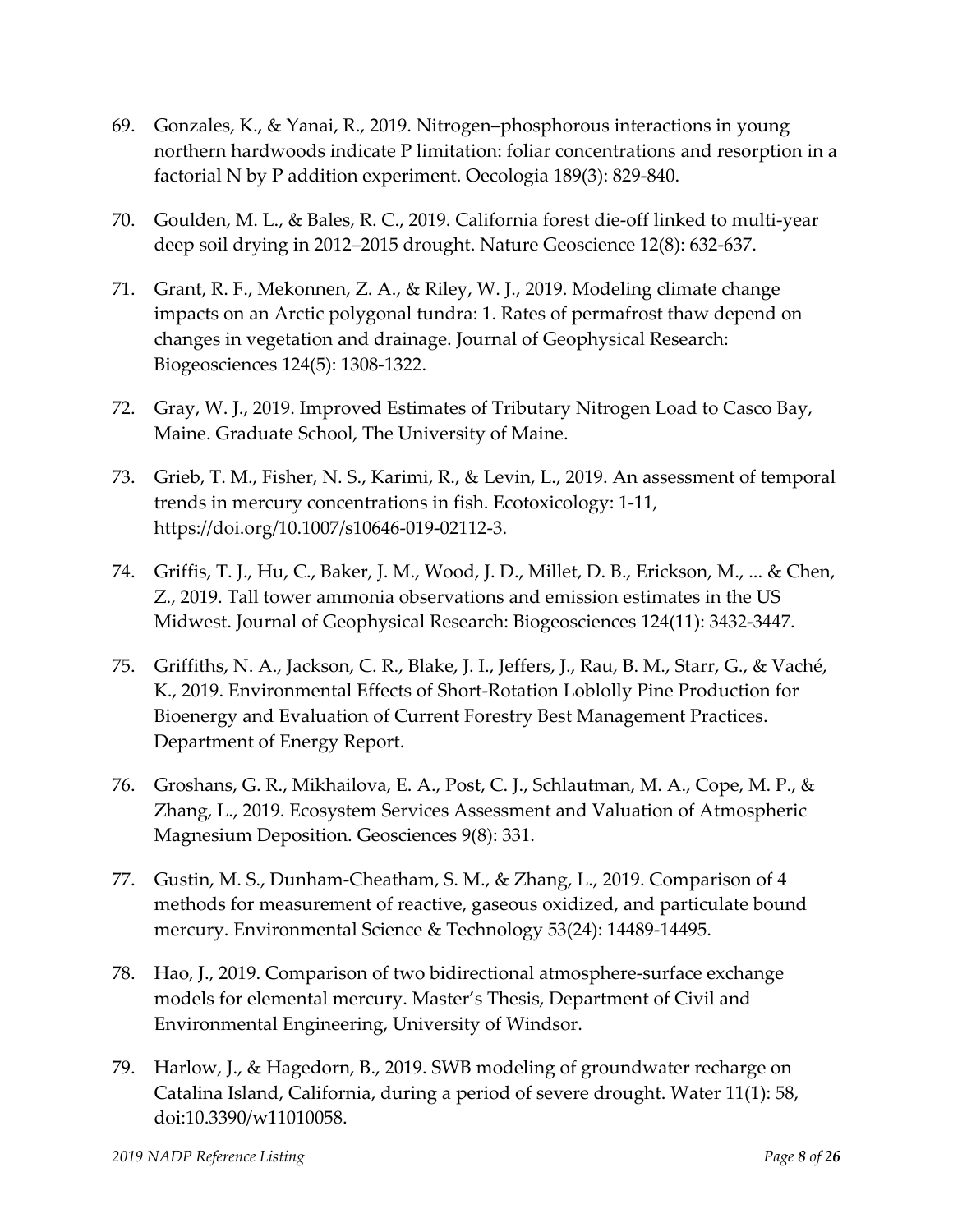69. Gonzales, K., & Yanai, R., 2019. Nitrogen–phosphorous interactions in young northern hardwoods indicate P limitation: foliar concentrations and resorption in a factorial N by P addition experiment. Oecologia 189(3): 829-840.

70. Goulden, M. L., & Bales, R. C., 2019. California forest die-off linked to multi-year deep soil drying in 2012–2015 drought. Nature Geoscience 12(8): 632-637.

71. Grant, R. F., Mekonnen, Z. A., & Riley, W. J., 2019. Modeling climate change impacts on an Arctic polygonal tundra: 1. Rates of permafrost thaw depend on changes in vegetation and drainage. Journal of Geophysical Research: Biogeosciences 124(5): 1308-1322.

72. Gray, W. J., 2019. Improved Estimates of Tributary Nitrogen Load to Casco Bay, Maine. Graduate School, The University of Maine.

73. Grieb, T. M., Fisher, N. S., Karimi, R., & Levin, L., 2019. An assessment of temporal trends in mercury concentrations in fish. Ecotoxicology: 1-11, https://doi.org/10.1007/s10646-019-02112-3.

74. Griffis, T. J., Hu, C., Baker, J. M., Wood, J. D., Millet, D. B., Erickson, M., ... & Chen, Z., 2019. Tall tower ammonia observations and emission estimates in the US Midwest. Journal of Geophysical Research: Biogeosciences 124(11): 3432-3447.

75. Griffiths, N. A., Jackson, C. R., Blake, J. I., Jeffers, J., Rau, B. M., Starr, G., & Vaché, K., 2019. Environmental Effects of Short-Rotation Loblolly Pine Production for Bioenergy and Evaluation of Current Forestry Best Management Practices. Department of Energy Report.

76. Groshans, G. R., Mikhailova, E. A., Post, C. J., Schlautman, M. A., Cope, M. P., & Zhang, L., 2019. Ecosystem Services Assessment and Valuation of Atmospheric Magnesium Deposition. Geosciences 9(8): 331.

77. Gustin, M. S., Dunham-Cheatham, S. M., & Zhang, L., 2019. Comparison of 4 methods for measurement of reactive, gaseous oxidized, and particulate bound mercury. Environmental Science & Technology 53(24): 14489-14495.

78. Hao, J., 2019. Comparison of two bidirectional atmosphere-surface exchange models for elemental mercury. Master's Thesis, Department of Civil and Environmental Engineering, University of Windsor.

79. Harlow, J., & Hagedorn, B., 2019. SWB modeling of groundwater recharge on Catalina Island, California, during a period of severe drought. Water 11(1): 58, doi:10.3390/w11010058.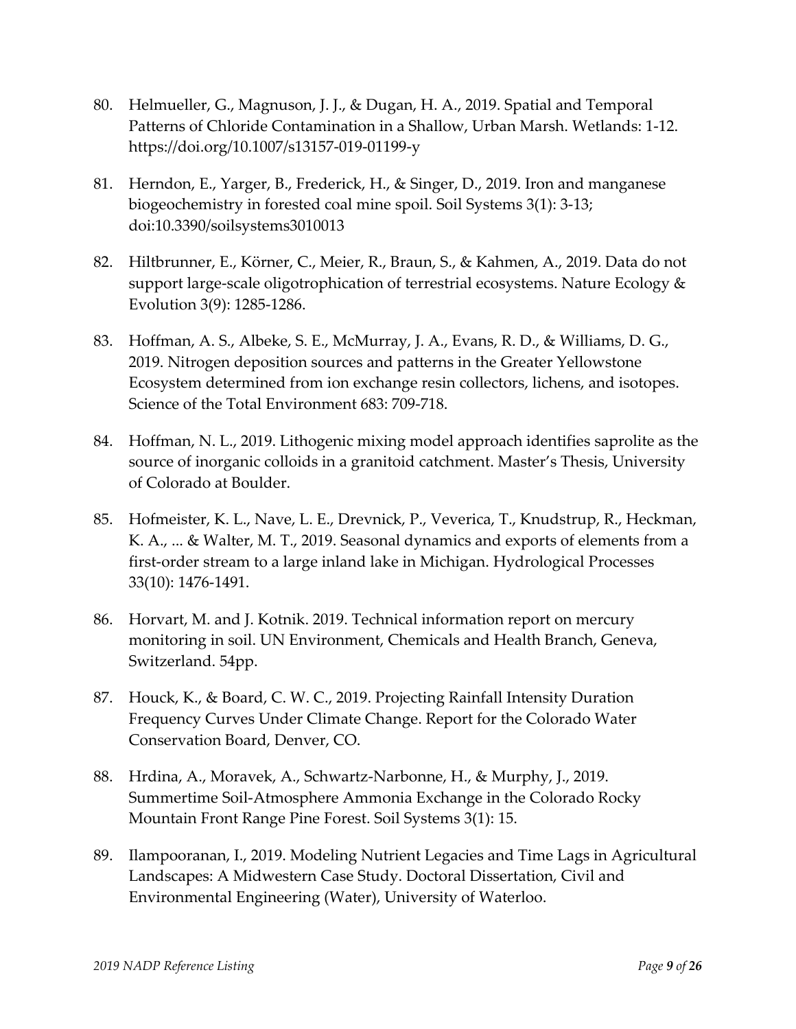80. Helmueller, G., Magnuson, J. J., & Dugan, H. A., 2019. Spatial and Temporal Patterns of Chloride Contamination in a Shallow, Urban Marsh. Wetlands: 1-12. https://doi.org/10.1007/s13157-019-01199-y

81. Herndon, E., Yarger, B., Frederick, H., & Singer, D., 2019. Iron and manganese biogeochemistry in forested coal mine spoil. Soil Systems 3(1): 3-13; doi:10.3390/soilsystems3010013

82. Hiltbrunner, E., Körner, C., Meier, R., Braun, S., & Kahmen, A., 2019. Data do not support large-scale oligotrophication of terrestrial ecosystems. Nature Ecology & Evolution 3(9): 1285-1286.

83. Hoffman, A. S., Albeke, S. E., McMurray, J. A., Evans, R. D., & Williams, D. G., 2019. Nitrogen deposition sources and patterns in the Greater Yellowstone Ecosystem determined from ion exchange resin collectors, lichens, and isotopes. Science of the Total Environment 683: 709-718.

84. Hoffman, N. L., 2019. Lithogenic mixing model approach identifies saprolite as the source of inorganic colloids in a granitoid catchment. Master's Thesis, University of Colorado at Boulder.

85. Hofmeister, K. L., Nave, L. E., Drevnick, P., Veverica, T., Knudstrup, R., Heckman, K. A., ... & Walter, M. T., 2019. Seasonal dynamics and exports of elements from a first-order stream to a large inland lake in Michigan. Hydrological Processes 33(10): 1476-1491.

86. Horvart, M. and J. Kotnik. 2019. Technical information report on mercury monitoring in soil. UN Environment, Chemicals and Health Branch, Geneva, Switzerland. 54pp.

87. Houck, K., & Board, C. W. C., 2019. Projecting Rainfall Intensity Duration Frequency Curves Under Climate Change. Report for the Colorado Water Conservation Board, Denver, CO.

88. Hrdina, A., Moravek, A., Schwartz-Narbonne, H., & Murphy, J., 2019. Summertime Soil-Atmosphere Ammonia Exchange in the Colorado Rocky Mountain Front Range Pine Forest. Soil Systems 3(1): 15.

89. Ilampooranan, I., 2019. Modeling Nutrient Legacies and Time Lags in Agricultural Landscapes: A Midwestern Case Study. Doctoral Dissertation, Civil and Environmental Engineering (Water), University of Waterloo.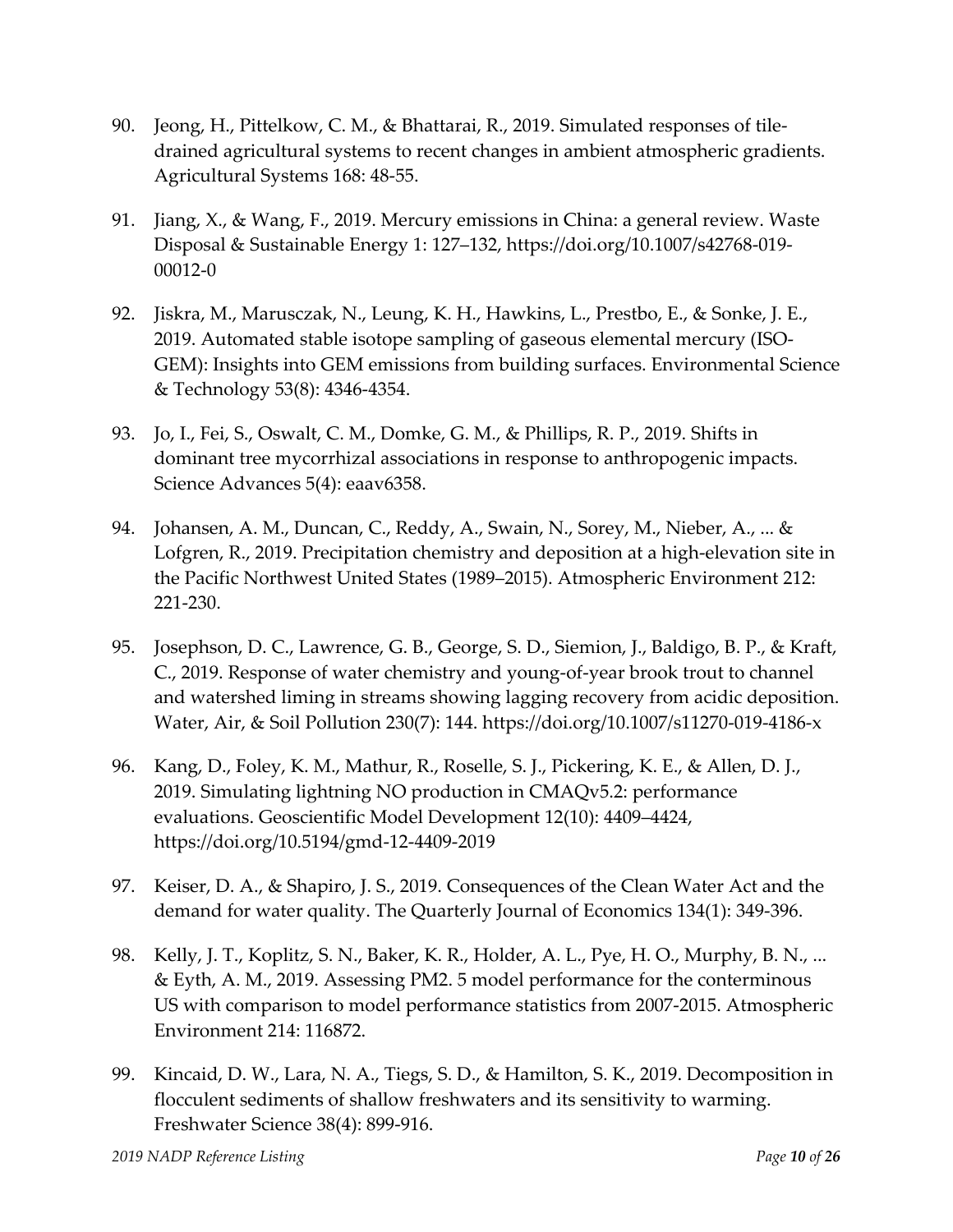90. Jeong, H., Pittelkow, C. M., & Bhattarai, R., 2019. Simulated responses of tile-drained agricultural systems to recent changes in ambient atmospheric gradients. Agricultural Systems 168: 48-55.

91. Jiang, X., & Wang, F., 2019. Mercury emissions in China: a general review. Waste Disposal & Sustainable Energy 1: 127–132, https://doi.org/10.1007/s42768-019-00012-0

92. Jiskra, M., Marusczak, N., Leung, K. H., Hawkins, L., Prestbo, E., & Sonke, J. E., 2019. Automated stable isotope sampling of gaseous elemental mercury (ISO-GEM): Insights into GEM emissions from building surfaces. Environmental Science & Technology 53(8): 4346-4354.

93. Jo, I., Fei, S., Oswalt, C. M., Domke, G. M., & Phillips, R. P., 2019. Shifts in dominant tree mycorrhizal associations in response to anthropogenic impacts. Science Advances 5(4): eaav6358.

94. Johansen, A. M., Duncan, C., Reddy, A., Swain, N., Sorey, M., Nieber, A., ... & Lofgren, R., 2019. Precipitation chemistry and deposition at a high-elevation site in the Pacific Northwest United States (1989–2015). Atmospheric Environment 212: 221-230.

95. Josephson, D. C., Lawrence, G. B., George, S. D., Siemion, J., Baldigo, B. P., & Kraft, C., 2019. Response of water chemistry and young-of-year brook trout to channel and watershed liming in streams showing lagging recovery from acidic deposition. Water, Air, & Soil Pollution 230(7): 144. https://doi.org/10.1007/s11270-019-4186-x

96. Kang, D., Foley, K. M., Mathur, R., Roselle, S. J., Pickering, K. E., & Allen, D. J., 2019. Simulating lightning NO production in CMAQv5.2: performance evaluations. Geoscientific Model Development 12(10): 4409–4424, https://doi.org/10.5194/gmd-12-4409-2019

97. Keiser, D. A., & Shapiro, J. S., 2019. Consequences of the Clean Water Act and the demand for water quality. The Quarterly Journal of Economics 134(1): 349-396.

98. Kelly, J. T., Koplitz, S. N., Baker, K. R., Holder, A. L., Pye, H. O., Murphy, B. N., ... & Eyth, A. M., 2019. Assessing PM2. 5 model performance for the conterminous US with comparison to model performance statistics from 2007-2015. Atmospheric Environment 214: 116872.

99. Kincaid, D. W., Lara, N. A., Tiegs, S. D., & Hamilton, S. K., 2019. Decomposition in flocculent sediments of shallow freshwaters and its sensitivity to warming. Freshwater Science 38(4): 899-916.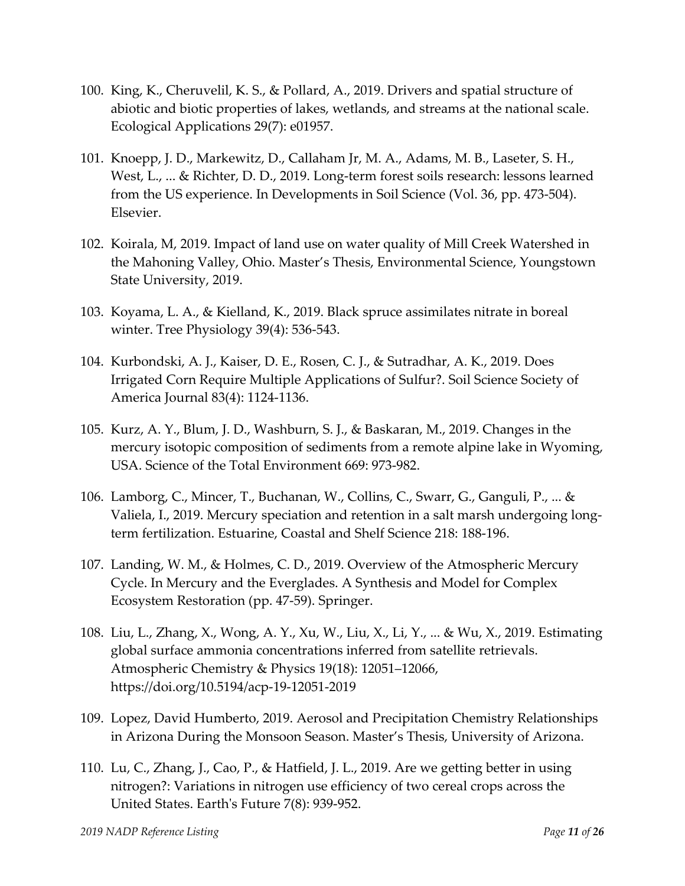100. King, K., Cheruvelil, K. S., & Pollard, A., 2019. Drivers and spatial structure of abiotic and biotic properties of lakes, wetlands, and streams at the national scale. Ecological Applications 29(7): e01957.

101. Knoepp, J. D., Markewitz, D., Callaham Jr, M. A., Adams, M. B., Laseter, S. H., West, L., ... & Richter, D. D., 2019. Long-term forest soils research: lessons learned from the US experience. In Developments in Soil Science (Vol. 36, pp. 473-504). Elsevier.

102. Koirala, M, 2019. Impact of land use on water quality of Mill Creek Watershed in the Mahoning Valley, Ohio. Master's Thesis, Environmental Science, Youngstown State University, 2019.

103. Koyama, L. A., & Kielland, K., 2019. Black spruce assimilates nitrate in boreal winter. Tree Physiology 39(4): 536-543.

104. Kurbondski, A. J., Kaiser, D. E., Rosen, C. J., & Sutradhar, A. K., 2019. Does Irrigated Corn Require Multiple Applications of Sulfur?. Soil Science Society of America Journal 83(4): 1124-1136.

105. Kurz, A. Y., Blum, J. D., Washburn, S. J., & Baskaran, M., 2019. Changes in the mercury isotopic composition of sediments from a remote alpine lake in Wyoming, USA. Science of the Total Environment 669: 973-982.

106. Lamborg, C., Mincer, T., Buchanan, W., Collins, C., Swarr, G., Ganguli, P., ... & Valiela, I., 2019. Mercury speciation and retention in a salt marsh undergoing long-term fertilization. Estuarine, Coastal and Shelf Science 218: 188-196.

107. Landing, W. M., & Holmes, C. D., 2019. Overview of the Atmospheric Mercury Cycle. In Mercury and the Everglades. A Synthesis and Model for Complex Ecosystem Restoration (pp. 47-59). Springer.

108. Liu, L., Zhang, X., Wong, A. Y., Xu, W., Liu, X., Li, Y., ... & Wu, X., 2019. Estimating global surface ammonia concentrations inferred from satellite retrievals. Atmospheric Chemistry & Physics 19(18): 12051–12066, https://doi.org/10.5194/acp-19-12051-2019

109. Lopez, David Humberto, 2019. Aerosol and Precipitation Chemistry Relationships in Arizona During the Monsoon Season. Master's Thesis, University of Arizona.

110. Lu, C., Zhang, J., Cao, P., & Hatfield, J. L., 2019. Are we getting better in using nitrogen?: Variations in nitrogen use efficiency of two cereal crops across the United States. Earth's Future 7(8): 939-952.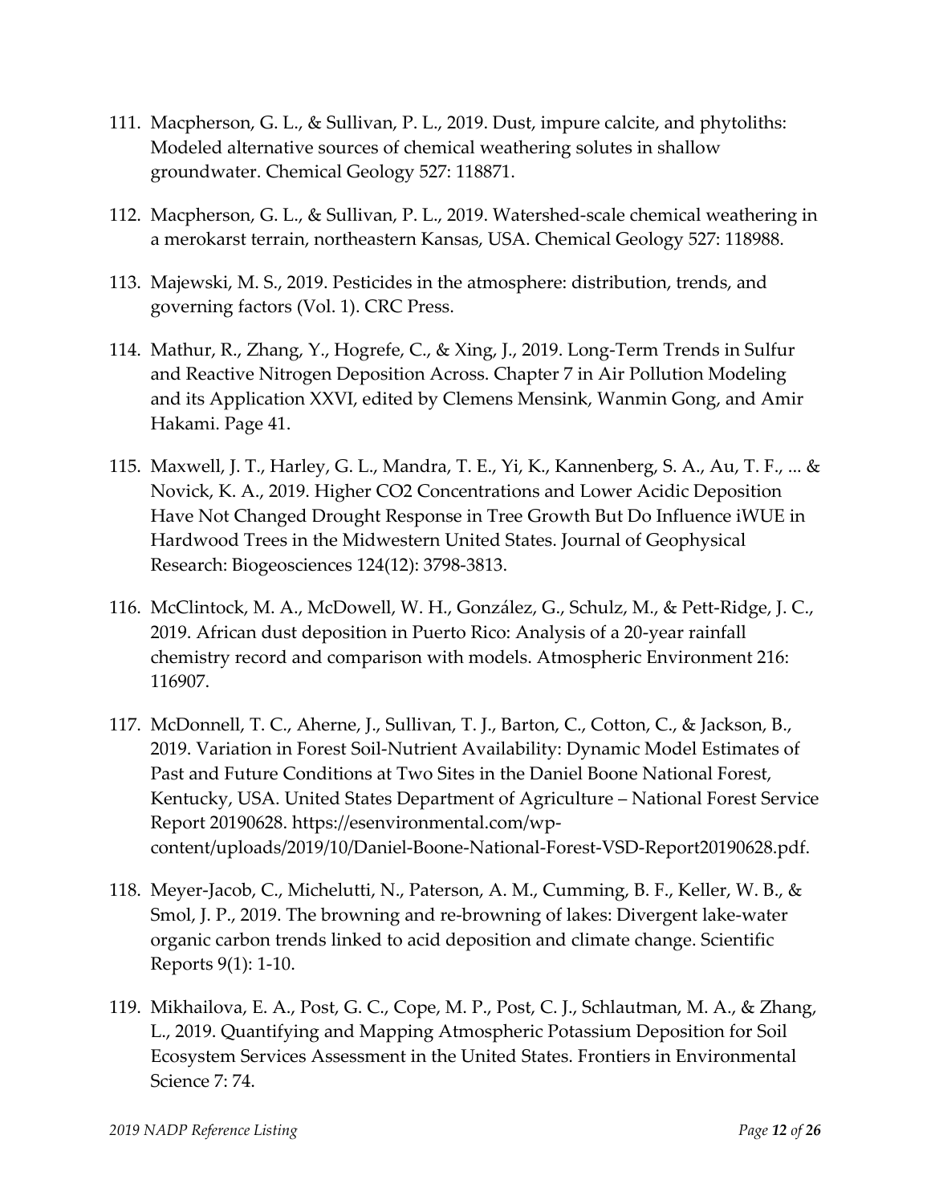111. Macpherson, G. L., & Sullivan, P. L., 2019. Dust, impure calcite, and phytoliths: Modeled alternative sources of chemical weathering solutes in shallow groundwater. Chemical Geology 527: 118871.

112. Macpherson, G. L., & Sullivan, P. L., 2019. Watershed-scale chemical weathering in a merokarst terrain, northeastern Kansas, USA. Chemical Geology 527: 118988.

113. Majewski, M. S., 2019. Pesticides in the atmosphere: distribution, trends, and governing factors (Vol. 1). CRC Press.

114. Mathur, R., Zhang, Y., Hogrefe, C., & Xing, J., 2019. Long-Term Trends in Sulfur and Reactive Nitrogen Deposition Across. Chapter 7 in Air Pollution Modeling and its Application XXVI, edited by Clemens Mensink, Wanmin Gong, and Amir Hakami. Page 41.

115. Maxwell, J. T., Harley, G. L., Mandra, T. E., Yi, K., Kannenberg, S. A., Au, T. F., ... & Novick, K. A., 2019. Higher CO2 Concentrations and Lower Acidic Deposition Have Not Changed Drought Response in Tree Growth But Do Influence iWUE in Hardwood Trees in the Midwestern United States. Journal of Geophysical Research: Biogeosciences 124(12): 3798-3813.

116. McClintock, M. A., McDowell, W. H., González, G., Schulz, M., & Pett-Ridge, J. C., 2019. African dust deposition in Puerto Rico: Analysis of a 20-year rainfall chemistry record and comparison with models. Atmospheric Environment 216: 116907.

117. McDonnell, T. C., Aherne, J., Sullivan, T. J., Barton, C., Cotton, C., & Jackson, B., 2019. Variation in Forest Soil-Nutrient Availability: Dynamic Model Estimates of Past and Future Conditions at Two Sites in the Daniel Boone National Forest, Kentucky, USA. United States Department of Agriculture – National Forest Service Report 20190628. https://esenvironmental.com/wp-content/uploads/2019/10/Daniel-Boone-National-Forest-VSD-Report20190628.pdf.

118. Meyer-Jacob, C., Michelutti, N., Paterson, A. M., Cumming, B. F., Keller, W. B., & Smol, J. P., 2019. The browning and re-browning of lakes: Divergent lake-water organic carbon trends linked to acid deposition and climate change. Scientific Reports 9(1): 1-10.

119. Mikhailova, E. A., Post, G. C., Cope, M. P., Post, C. J., Schlautman, M. A., & Zhang, L., 2019. Quantifying and Mapping Atmospheric Potassium Deposition for Soil Ecosystem Services Assessment in the United States. Frontiers in Environmental Science 7: 74.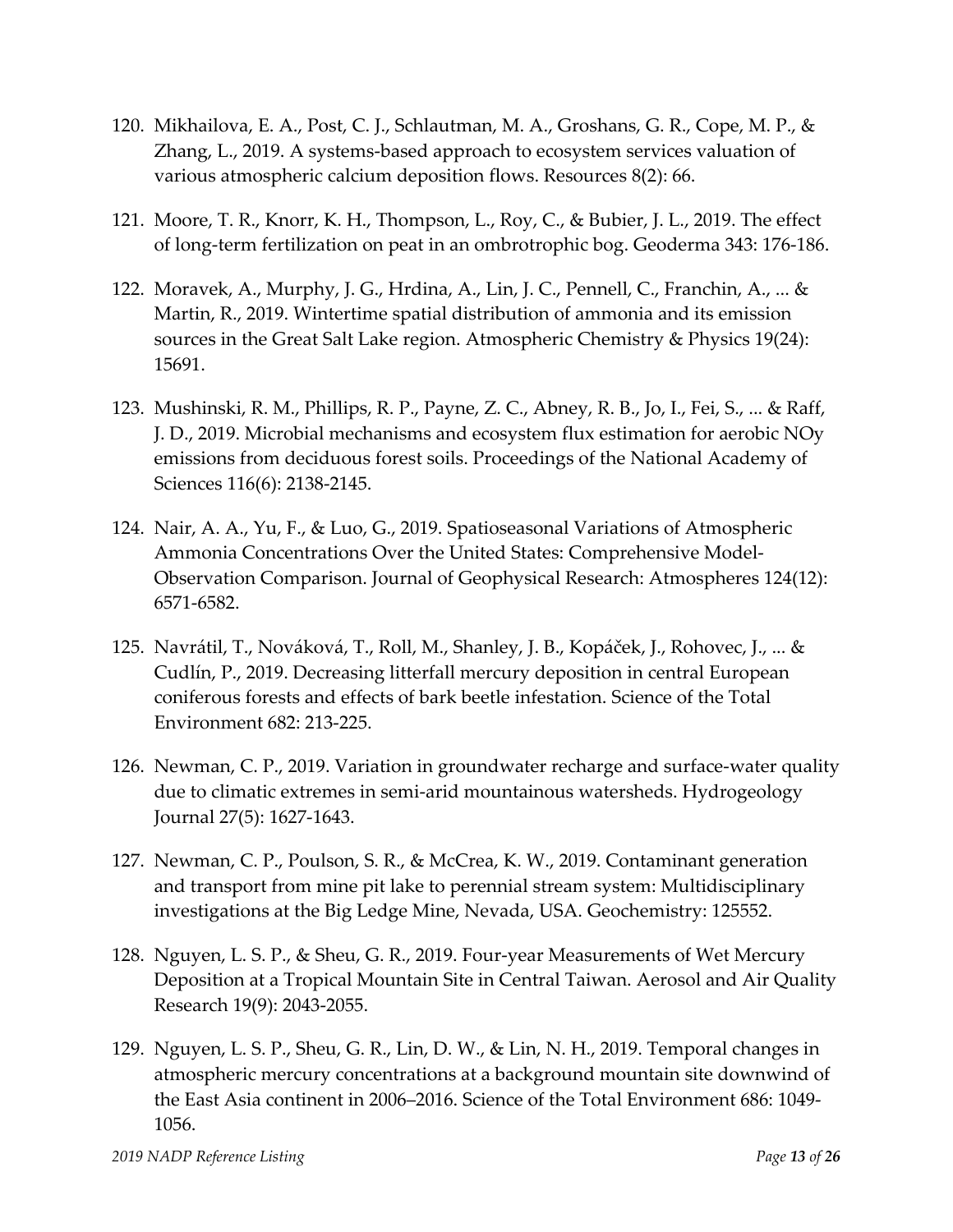120. Mikhailova, E. A., Post, C. J., Schlautman, M. A., Groshans, G. R., Cope, M. P., & Zhang, L., 2019. A systems-based approach to ecosystem services valuation of various atmospheric calcium deposition flows. Resources 8(2): 66.

121. Moore, T. R., Knorr, K. H., Thompson, L., Roy, C., & Bubier, J. L., 2019. The effect of long-term fertilization on peat in an ombrotrophic bog. Geoderma 343: 176-186.

122. Moravek, A., Murphy, J. G., Hrdina, A., Lin, J. C., Pennell, C., Franchin, A., ... & Martin, R., 2019. Wintertime spatial distribution of ammonia and its emission sources in the Great Salt Lake region. Atmospheric Chemistry & Physics 19(24): 15691.

123. Mushinski, R. M., Phillips, R. P., Payne, Z. C., Abney, R. B., Jo, I., Fei, S., ... & Raff, J. D., 2019. Microbial mechanisms and ecosystem flux estimation for aerobic NOy emissions from deciduous forest soils. Proceedings of the National Academy of Sciences 116(6): 2138-2145.

124. Nair, A. A., Yu, F., & Luo, G., 2019. Spatioseasonal Variations of Atmospheric Ammonia Concentrations Over the United States: Comprehensive Model-Observation Comparison. Journal of Geophysical Research: Atmospheres 124(12): 6571-6582.

125. Navrátil, T., Nováková, T., Roll, M., Shanley, J. B., Kopáček, J., Rohovec, J., ... & Cudlín, P., 2019. Decreasing litterfall mercury deposition in central European coniferous forests and effects of bark beetle infestation. Science of the Total Environment 682: 213-225.

126. Newman, C. P., 2019. Variation in groundwater recharge and surface-water quality due to climatic extremes in semi-arid mountainous watersheds. Hydrogeology Journal 27(5): 1627-1643.

127. Newman, C. P., Poulson, S. R., & McCrea, K. W., 2019. Contaminant generation and transport from mine pit lake to perennial stream system: Multidisciplinary investigations at the Big Ledge Mine, Nevada, USA. Geochemistry: 125552.

128. Nguyen, L. S. P., & Sheu, G. R., 2019. Four-year Measurements of Wet Mercury Deposition at a Tropical Mountain Site in Central Taiwan. Aerosol and Air Quality Research 19(9): 2043-2055.

129. Nguyen, L. S. P., Sheu, G. R., Lin, D. W., & Lin, N. H., 2019. Temporal changes in atmospheric mercury concentrations at a background mountain site downwind of the East Asia continent in 2006–2016. Science of the Total Environment 686: 1049-1056.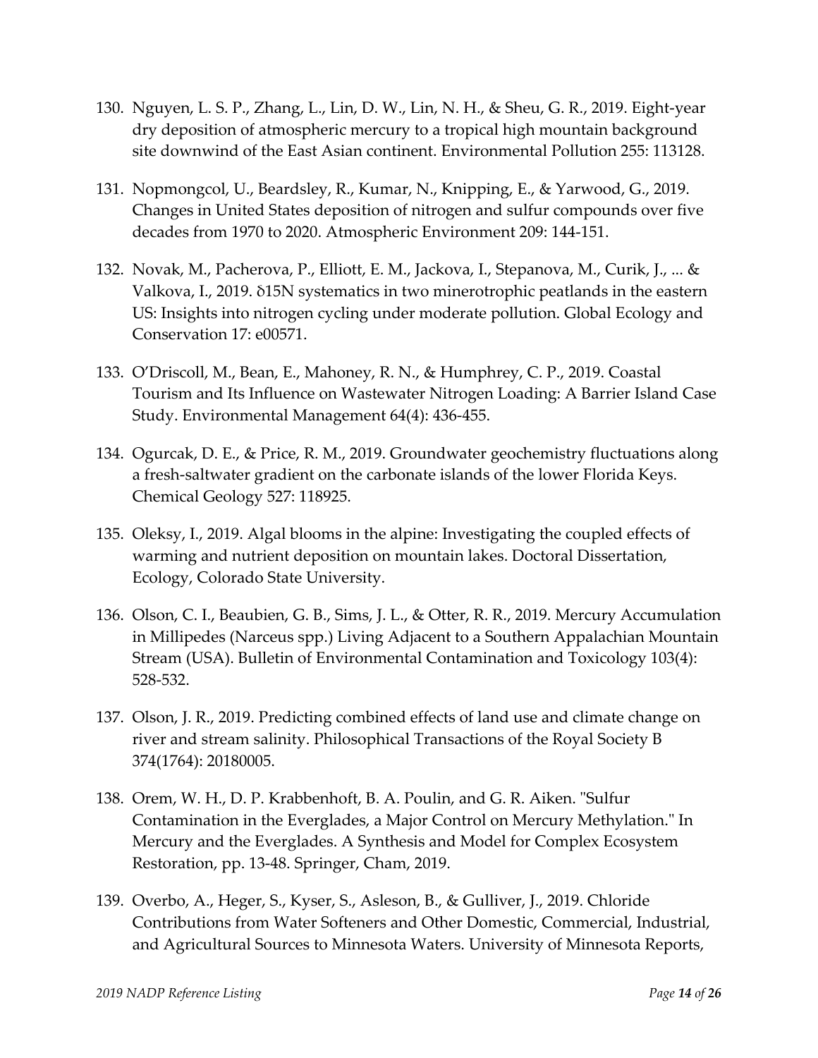130. Nguyen, L. S. P., Zhang, L., Lin, D. W., Lin, N. H., & Sheu, G. R., 2019. Eight-year dry deposition of atmospheric mercury to a tropical high mountain background site downwind of the East Asian continent. Environmental Pollution 255: 113128.

131. Nopmongcol, U., Beardsley, R., Kumar, N., Knipping, E., & Yarwood, G., 2019. Changes in United States deposition of nitrogen and sulfur compounds over five decades from 1970 to 2020. Atmospheric Environment 209: 144-151.

132. Novak, M., Pacherova, P., Elliott, E. M., Jackova, I., Stepanova, M., Curik, J., ... & Valkova, I., 2019. δ15N systematics in two minerotrophic peatlands in the eastern US: Insights into nitrogen cycling under moderate pollution. Global Ecology and Conservation 17: e00571.

133. O'Driscoll, M., Bean, E., Mahoney, R. N., & Humphrey, C. P., 2019. Coastal Tourism and Its Influence on Wastewater Nitrogen Loading: A Barrier Island Case Study. Environmental Management 64(4): 436-455.

134. Ogurcak, D. E., & Price, R. M., 2019. Groundwater geochemistry fluctuations along a fresh-saltwater gradient on the carbonate islands of the lower Florida Keys. Chemical Geology 527: 118925.

135. Oleksy, I., 2019. Algal blooms in the alpine: Investigating the coupled effects of warming and nutrient deposition on mountain lakes. Doctoral Dissertation, Ecology, Colorado State University.

136. Olson, C. I., Beaubien, G. B., Sims, J. L., & Otter, R. R., 2019. Mercury Accumulation in Millipedes (Narceus spp.) Living Adjacent to a Southern Appalachian Mountain Stream (USA). Bulletin of Environmental Contamination and Toxicology 103(4): 528-532.

137. Olson, J. R., 2019. Predicting combined effects of land use and climate change on river and stream salinity. Philosophical Transactions of the Royal Society B 374(1764): 20180005.

138. Orem, W. H., D. P. Krabbenhoft, B. A. Poulin, and G. R. Aiken. "Sulfur Contamination in the Everglades, a Major Control on Mercury Methylation." In Mercury and the Everglades. A Synthesis and Model for Complex Ecosystem Restoration, pp. 13-48. Springer, Cham, 2019.

139. Overbo, A., Heger, S., Kyser, S., Asleson, B., & Gulliver, J., 2019. Chloride Contributions from Water Softeners and Other Domestic, Commercial, Industrial, and Agricultural Sources to Minnesota Waters. University of Minnesota Reports,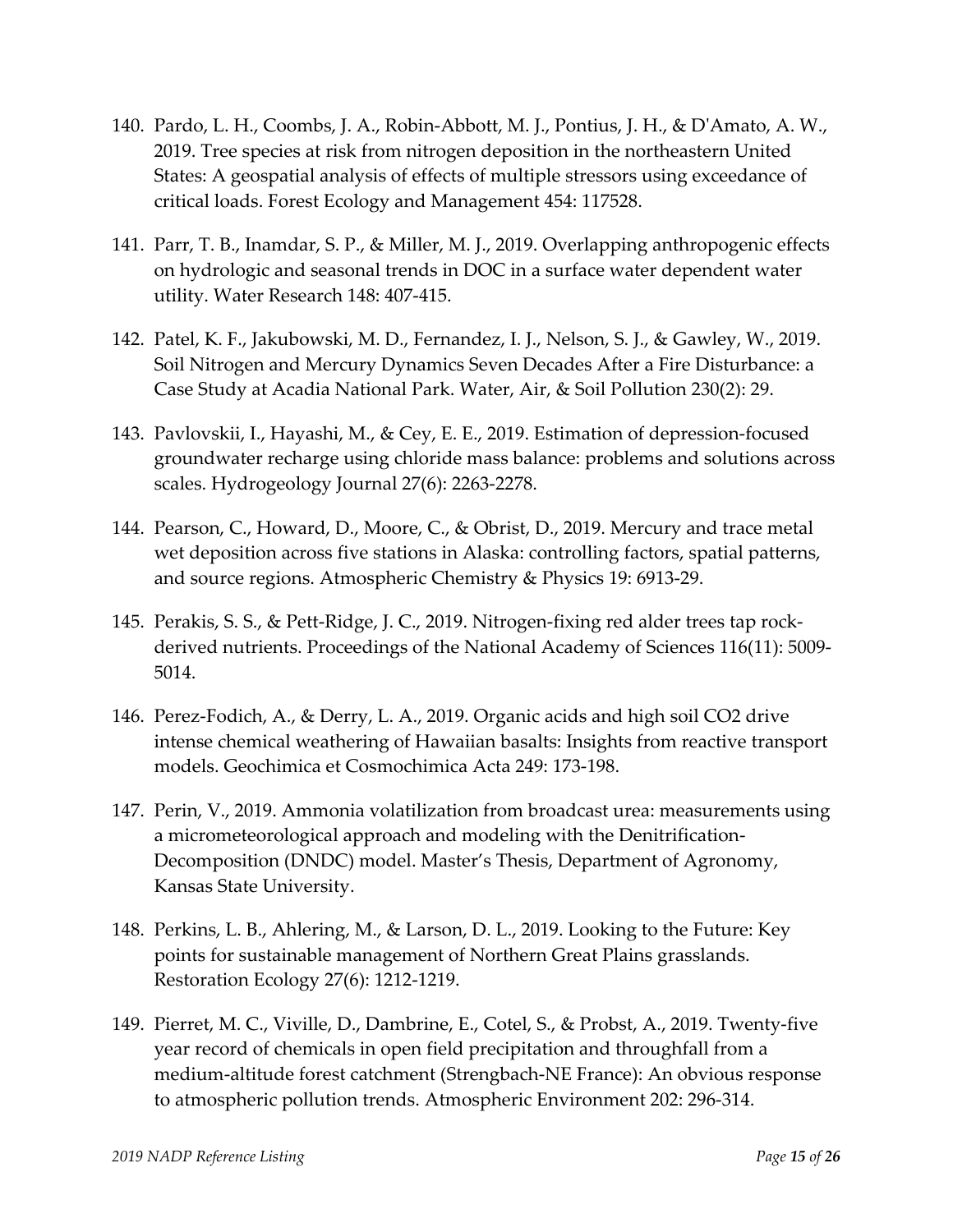140. Pardo, L. H., Coombs, J. A., Robin-Abbott, M. J., Pontius, J. H., & D'Amato, A. W., 2019. Tree species at risk from nitrogen deposition in the northeastern United States: A geospatial analysis of effects of multiple stressors using exceedance of critical loads. Forest Ecology and Management 454: 117528.

141. Parr, T. B., Inamdar, S. P., & Miller, M. J., 2019. Overlapping anthropogenic effects on hydrologic and seasonal trends in DOC in a surface water dependent water utility. Water Research 148: 407-415.

142. Patel, K. F., Jakubowski, M. D., Fernandez, I. J., Nelson, S. J., & Gawley, W., 2019. Soil Nitrogen and Mercury Dynamics Seven Decades After a Fire Disturbance: a Case Study at Acadia National Park. Water, Air, & Soil Pollution 230(2): 29.

143. Pavlovskii, I., Hayashi, M., & Cey, E. E., 2019. Estimation of depression-focused groundwater recharge using chloride mass balance: problems and solutions across scales. Hydrogeology Journal 27(6): 2263-2278.

144. Pearson, C., Howard, D., Moore, C., & Obrist, D., 2019. Mercury and trace metal wet deposition across five stations in Alaska: controlling factors, spatial patterns, and source regions. Atmospheric Chemistry & Physics 19: 6913-29.

145. Perakis, S. S., & Pett-Ridge, J. C., 2019. Nitrogen-fixing red alder trees tap rock-derived nutrients. Proceedings of the National Academy of Sciences 116(11): 5009-5014.

146. Perez-Fodich, A., & Derry, L. A., 2019. Organic acids and high soil CO2 drive intense chemical weathering of Hawaiian basalts: Insights from reactive transport models. Geochimica et Cosmochimica Acta 249: 173-198.

147. Perin, V., 2019. Ammonia volatilization from broadcast urea: measurements using a micrometeorological approach and modeling with the Denitrification-Decomposition (DNDC) model. Master's Thesis, Department of Agronomy, Kansas State University.

148. Perkins, L. B., Ahlering, M., & Larson, D. L., 2019. Looking to the Future: Key points for sustainable management of Northern Great Plains grasslands. Restoration Ecology 27(6): 1212-1219.

149. Pierret, M. C., Viville, D., Dambrine, E., Cotel, S., & Probst, A., 2019. Twenty-five year record of chemicals in open field precipitation and throughfall from a medium-altitude forest catchment (Strengbach-NE France): An obvious response to atmospheric pollution trends. Atmospheric Environment 202: 296-314.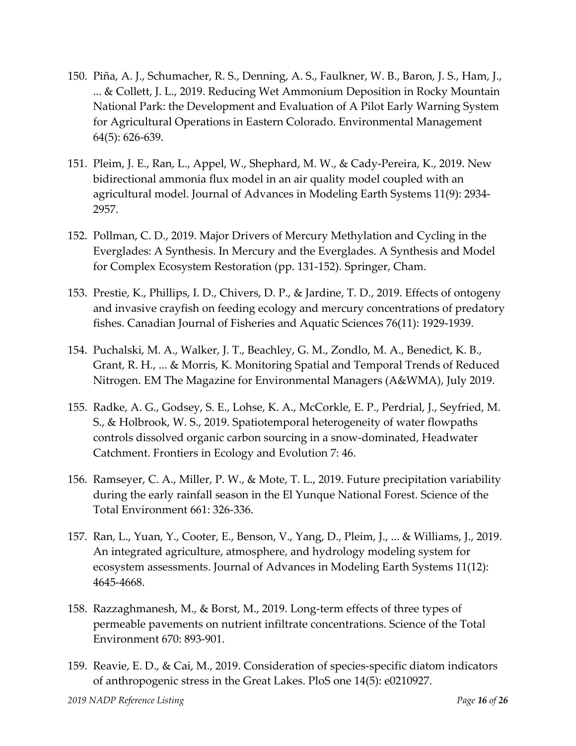150. Piña, A. J., Schumacher, R. S., Denning, A. S., Faulkner, W. B., Baron, J. S., Ham, J., ... & Collett, J. L., 2019. Reducing Wet Ammonium Deposition in Rocky Mountain National Park: the Development and Evaluation of A Pilot Early Warning System for Agricultural Operations in Eastern Colorado. Environmental Management 64(5): 626-639.

151. Pleim, J. E., Ran, L., Appel, W., Shephard, M. W., & Cady-Pereira, K., 2019. New bidirectional ammonia flux model in an air quality model coupled with an agricultural model. Journal of Advances in Modeling Earth Systems 11(9): 2934-2957.

152. Pollman, C. D., 2019. Major Drivers of Mercury Methylation and Cycling in the Everglades: A Synthesis. In Mercury and the Everglades. A Synthesis and Model for Complex Ecosystem Restoration (pp. 131-152). Springer, Cham.

153. Prestie, K., Phillips, I. D., Chivers, D. P., & Jardine, T. D., 2019. Effects of ontogeny and invasive crayfish on feeding ecology and mercury concentrations of predatory fishes. Canadian Journal of Fisheries and Aquatic Sciences 76(11): 1929-1939.

154. Puchalski, M. A., Walker, J. T., Beachley, G. M., Zondlo, M. A., Benedict, K. B., Grant, R. H., ... & Morris, K. Monitoring Spatial and Temporal Trends of Reduced Nitrogen. EM The Magazine for Environmental Managers (A&WMA), July 2019.

155. Radke, A. G., Godsey, S. E., Lohse, K. A., McCorkle, E. P., Perdrial, J., Seyfried, M. S., & Holbrook, W. S., 2019. Spatiotemporal heterogeneity of water flowpaths controls dissolved organic carbon sourcing in a snow-dominated, Headwater Catchment. Frontiers in Ecology and Evolution 7: 46.

156. Ramseyer, C. A., Miller, P. W., & Mote, T. L., 2019. Future precipitation variability during the early rainfall season in the El Yunque National Forest. Science of the Total Environment 661: 326-336.

157. Ran, L., Yuan, Y., Cooter, E., Benson, V., Yang, D., Pleim, J., ... & Williams, J., 2019. An integrated agriculture, atmosphere, and hydrology modeling system for ecosystem assessments. Journal of Advances in Modeling Earth Systems 11(12): 4645-4668.

158. Razzaghmanesh, M., & Borst, M., 2019. Long-term effects of three types of permeable pavements on nutrient infiltrate concentrations. Science of the Total Environment 670: 893-901.

159. Reavie, E. D., & Cai, M., 2019. Consideration of species-specific diatom indicators of anthropogenic stress in the Great Lakes. PloS one 14(5): e0210927.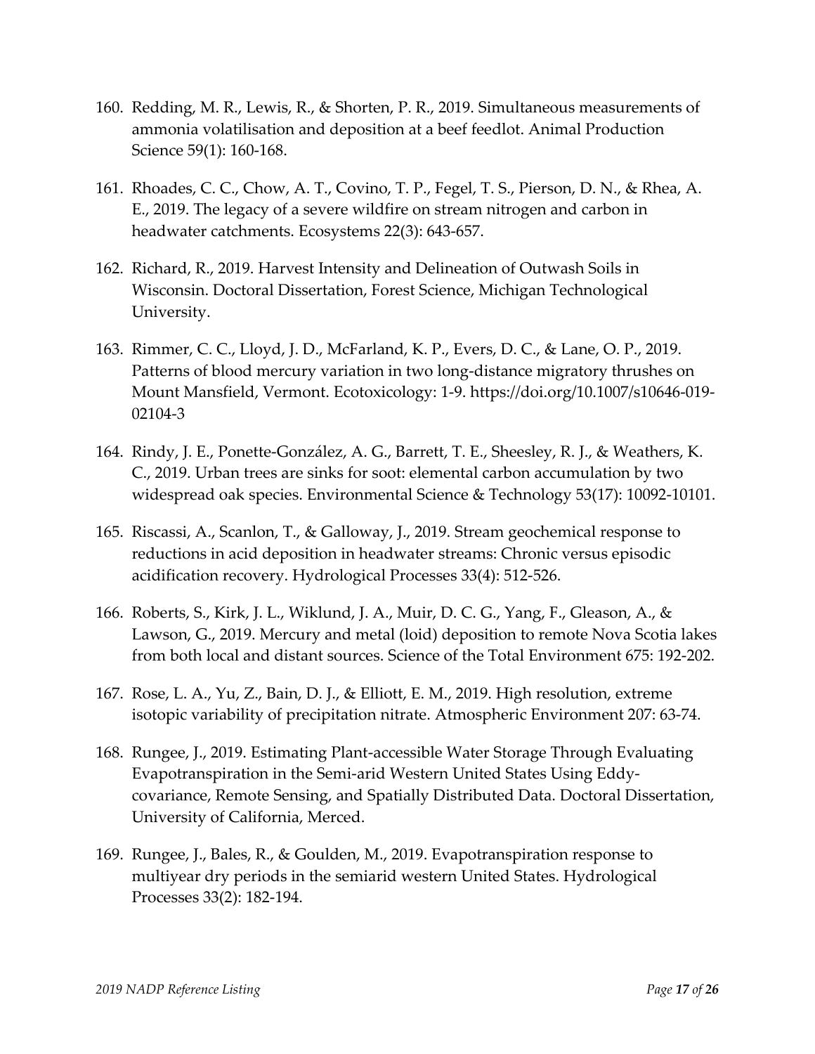160. Redding, M. R., Lewis, R., & Shorten, P. R., 2019. Simultaneous measurements of ammonia volatilisation and deposition at a beef feedlot. Animal Production Science 59(1): 160-168.

161. Rhoades, C. C., Chow, A. T., Covino, T. P., Fegel, T. S., Pierson, D. N., & Rhea, A. E., 2019. The legacy of a severe wildfire on stream nitrogen and carbon in headwater catchments. Ecosystems 22(3): 643-657.

162. Richard, R., 2019. Harvest Intensity and Delineation of Outwash Soils in Wisconsin. Doctoral Dissertation, Forest Science, Michigan Technological University.

163. Rimmer, C. C., Lloyd, J. D., McFarland, K. P., Evers, D. C., & Lane, O. P., 2019. Patterns of blood mercury variation in two long-distance migratory thrushes on Mount Mansfield, Vermont. Ecotoxicology: 1-9. https://doi.org/10.1007/s10646-019-02104-3

164. Rindy, J. E., Ponette-González, A. G., Barrett, T. E., Sheesley, R. J., & Weathers, K. C., 2019. Urban trees are sinks for soot: elemental carbon accumulation by two widespread oak species. Environmental Science & Technology 53(17): 10092-10101.

165. Riscassi, A., Scanlon, T., & Galloway, J., 2019. Stream geochemical response to reductions in acid deposition in headwater streams: Chronic versus episodic acidification recovery. Hydrological Processes 33(4): 512-526.

166. Roberts, S., Kirk, J. L., Wiklund, J. A., Muir, D. C. G., Yang, F., Gleason, A., & Lawson, G., 2019. Mercury and metal (loid) deposition to remote Nova Scotia lakes from both local and distant sources. Science of the Total Environment 675: 192-202.

167. Rose, L. A., Yu, Z., Bain, D. J., & Elliott, E. M., 2019. High resolution, extreme isotopic variability of precipitation nitrate. Atmospheric Environment 207: 63-74.

168. Rungee, J., 2019. Estimating Plant-accessible Water Storage Through Evaluating Evapotranspiration in the Semi-arid Western United States Using Eddy-covariance, Remote Sensing, and Spatially Distributed Data. Doctoral Dissertation, University of California, Merced.

169. Rungee, J., Bales, R., & Goulden, M., 2019. Evapotranspiration response to multiyear dry periods in the semiarid western United States. Hydrological Processes 33(2): 182-194.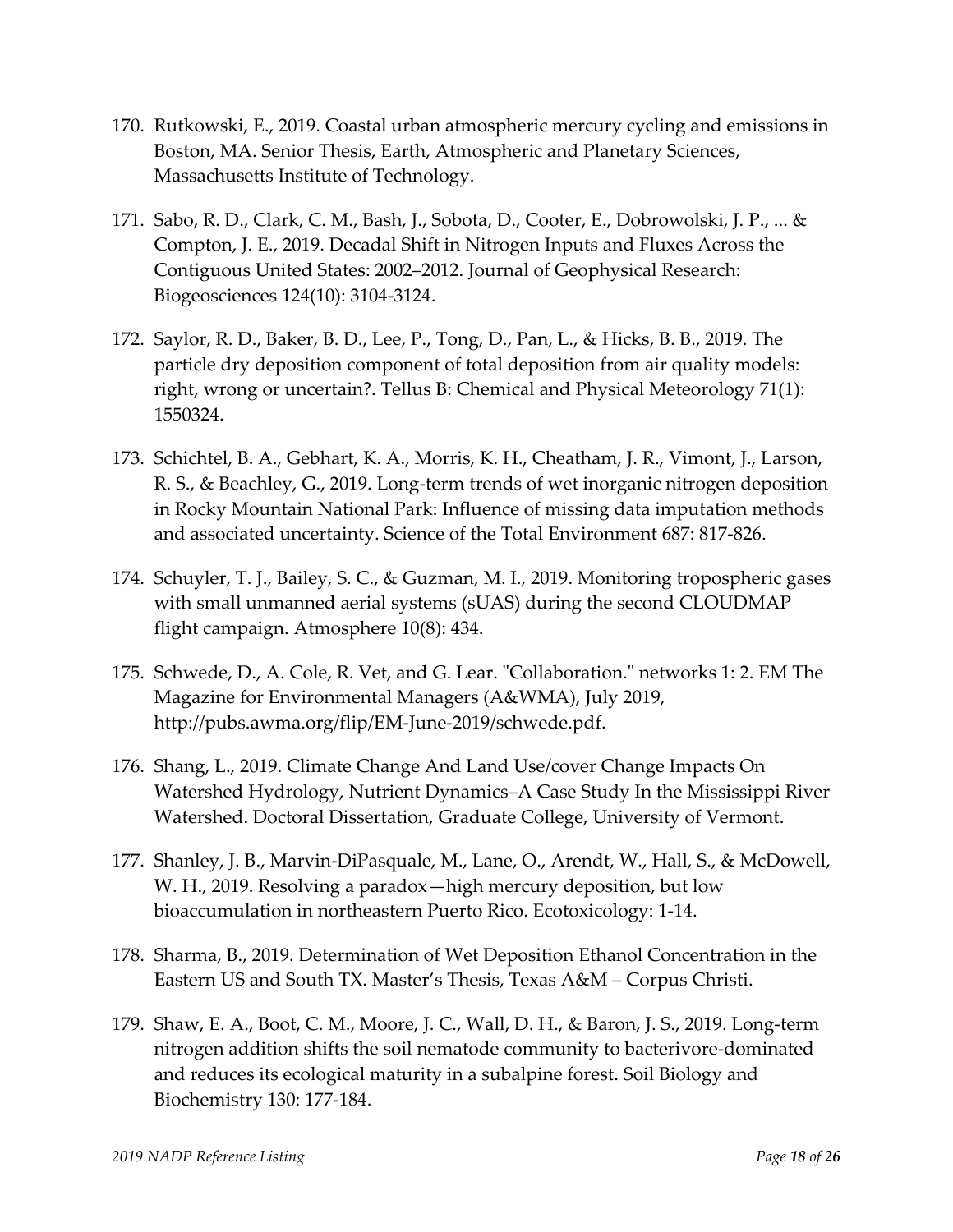170. Rutkowski, E., 2019. Coastal urban atmospheric mercury cycling and emissions in Boston, MA. Senior Thesis, Earth, Atmospheric and Planetary Sciences, Massachusetts Institute of Technology.

171. Sabo, R. D., Clark, C. M., Bash, J., Sobota, D., Cooter, E., Dobrowolski, J. P., ... & Compton, J. E., 2019. Decadal Shift in Nitrogen Inputs and Fluxes Across the Contiguous United States: 2002–2012. Journal of Geophysical Research: Biogeosciences 124(10): 3104-3124.

172. Saylor, R. D., Baker, B. D., Lee, P., Tong, D., Pan, L., & Hicks, B. B., 2019. The particle dry deposition component of total deposition from air quality models: right, wrong or uncertain?. Tellus B: Chemical and Physical Meteorology 71(1): 1550324.

173. Schichtel, B. A., Gebhart, K. A., Morris, K. H., Cheatham, J. R., Vimont, J., Larson, R. S., & Beachley, G., 2019. Long-term trends of wet inorganic nitrogen deposition in Rocky Mountain National Park: Influence of missing data imputation methods and associated uncertainty. Science of the Total Environment 687: 817-826.

174. Schuyler, T. J., Bailey, S. C., & Guzman, M. I., 2019. Monitoring tropospheric gases with small unmanned aerial systems (sUAS) during the second CLOUDMAP flight campaign. Atmosphere 10(8): 434.

175. Schwede, D., A. Cole, R. Vet, and G. Lear. "Collaboration." networks 1: 2. EM The Magazine for Environmental Managers (A&WMA), July 2019, http://pubs.awma.org/flip/EM-June-2019/schwede.pdf.

176. Shang, L., 2019. Climate Change And Land Use/cover Change Impacts On Watershed Hydrology, Nutrient Dynamics–A Case Study In the Mississippi River Watershed. Doctoral Dissertation, Graduate College, University of Vermont.

177. Shanley, J. B., Marvin-DiPasquale, M., Lane, O., Arendt, W., Hall, S., & McDowell, W. H., 2019. Resolving a paradox—high mercury deposition, but low bioaccumulation in northeastern Puerto Rico. Ecotoxicology: 1-14.

178. Sharma, B., 2019. Determination of Wet Deposition Ethanol Concentration in the Eastern US and South TX. Master's Thesis, Texas A&M – Corpus Christi.

179. Shaw, E. A., Boot, C. M., Moore, J. C., Wall, D. H., & Baron, J. S., 2019. Long-term nitrogen addition shifts the soil nematode community to bacterivore-dominated and reduces its ecological maturity in a subalpine forest. Soil Biology and Biochemistry 130: 177-184.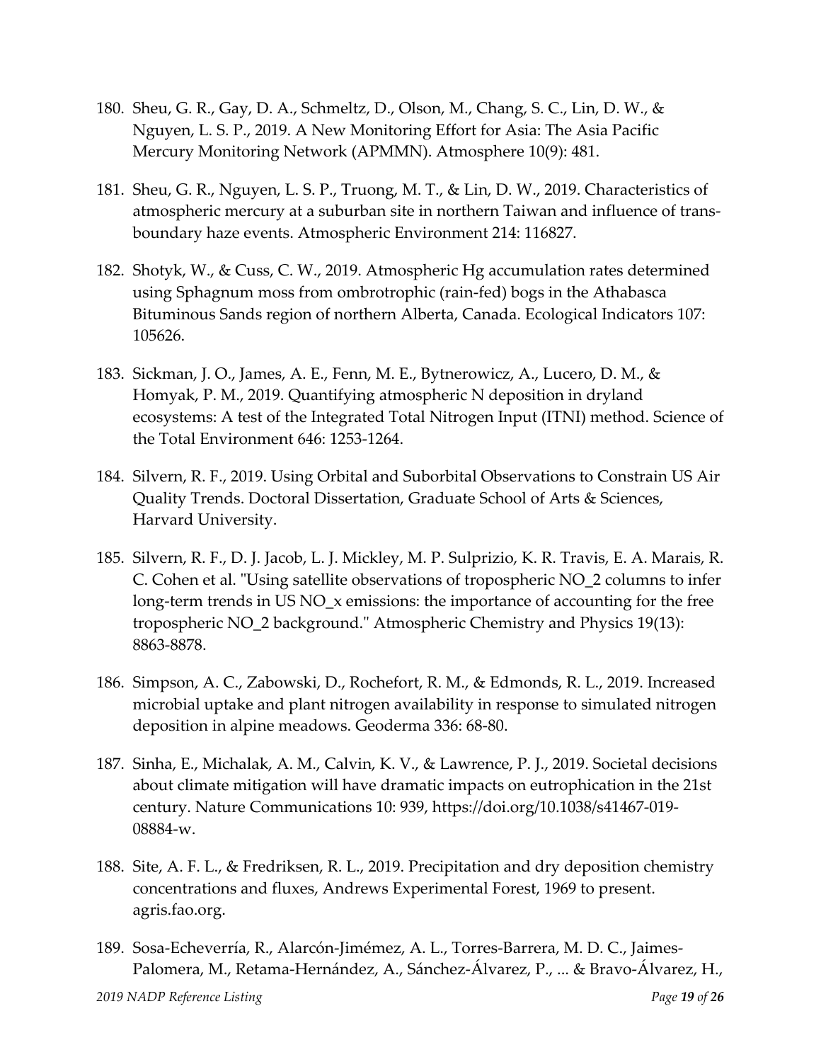180. Sheu, G. R., Gay, D. A., Schmeltz, D., Olson, M., Chang, S. C., Lin, D. W., & Nguyen, L. S. P., 2019. A New Monitoring Effort for Asia: The Asia Pacific Mercury Monitoring Network (APMMN). Atmosphere 10(9): 481.

181. Sheu, G. R., Nguyen, L. S. P., Truong, M. T., & Lin, D. W., 2019. Characteristics of atmospheric mercury at a suburban site in northern Taiwan and influence of trans-boundary haze events. Atmospheric Environment 214: 116827.

182. Shotyk, W., & Cuss, C. W., 2019. Atmospheric Hg accumulation rates determined using Sphagnum moss from ombrotrophic (rain-fed) bogs in the Athabasca Bituminous Sands region of northern Alberta, Canada. Ecological Indicators 107: 105626.

183. Sickman, J. O., James, A. E., Fenn, M. E., Bytnerowicz, A., Lucero, D. M., & Homyak, P. M., 2019. Quantifying atmospheric N deposition in dryland ecosystems: A test of the Integrated Total Nitrogen Input (ITNI) method. Science of the Total Environment 646: 1253-1264.

184. Silvern, R. F., 2019. Using Orbital and Suborbital Observations to Constrain US Air Quality Trends. Doctoral Dissertation, Graduate School of Arts & Sciences, Harvard University.

185. Silvern, R. F., D. J. Jacob, L. J. Mickley, M. P. Sulprizio, K. R. Travis, E. A. Marais, R. C. Cohen et al. "Using satellite observations of tropospheric NO_2 columns to infer long-term trends in US NO_x emissions: the importance of accounting for the free tropospheric NO_2 background." Atmospheric Chemistry and Physics 19(13): 8863-8878.

186. Simpson, A. C., Zabowski, D., Rochefort, R. M., & Edmonds, R. L., 2019. Increased microbial uptake and plant nitrogen availability in response to simulated nitrogen deposition in alpine meadows. Geoderma 336: 68-80.

187. Sinha, E., Michalak, A. M., Calvin, K. V., & Lawrence, P. J., 2019. Societal decisions about climate mitigation will have dramatic impacts on eutrophication in the 21st century. Nature Communications 10: 939, https://doi.org/10.1038/s41467-019-08884-w.

188. Site, A. F. L., & Fredriksen, R. L., 2019. Precipitation and dry deposition chemistry concentrations and fluxes, Andrews Experimental Forest, 1969 to present. agris.fao.org.

189. Sosa-Echeverría, R., Alarcón-Jimémez, A. L., Torres-Barrera, M. D. C., Jaimes-Palomera, M., Retama-Hernández, A., Sánchez-Álvarez, P., ... & Bravo-Álvarez, H.,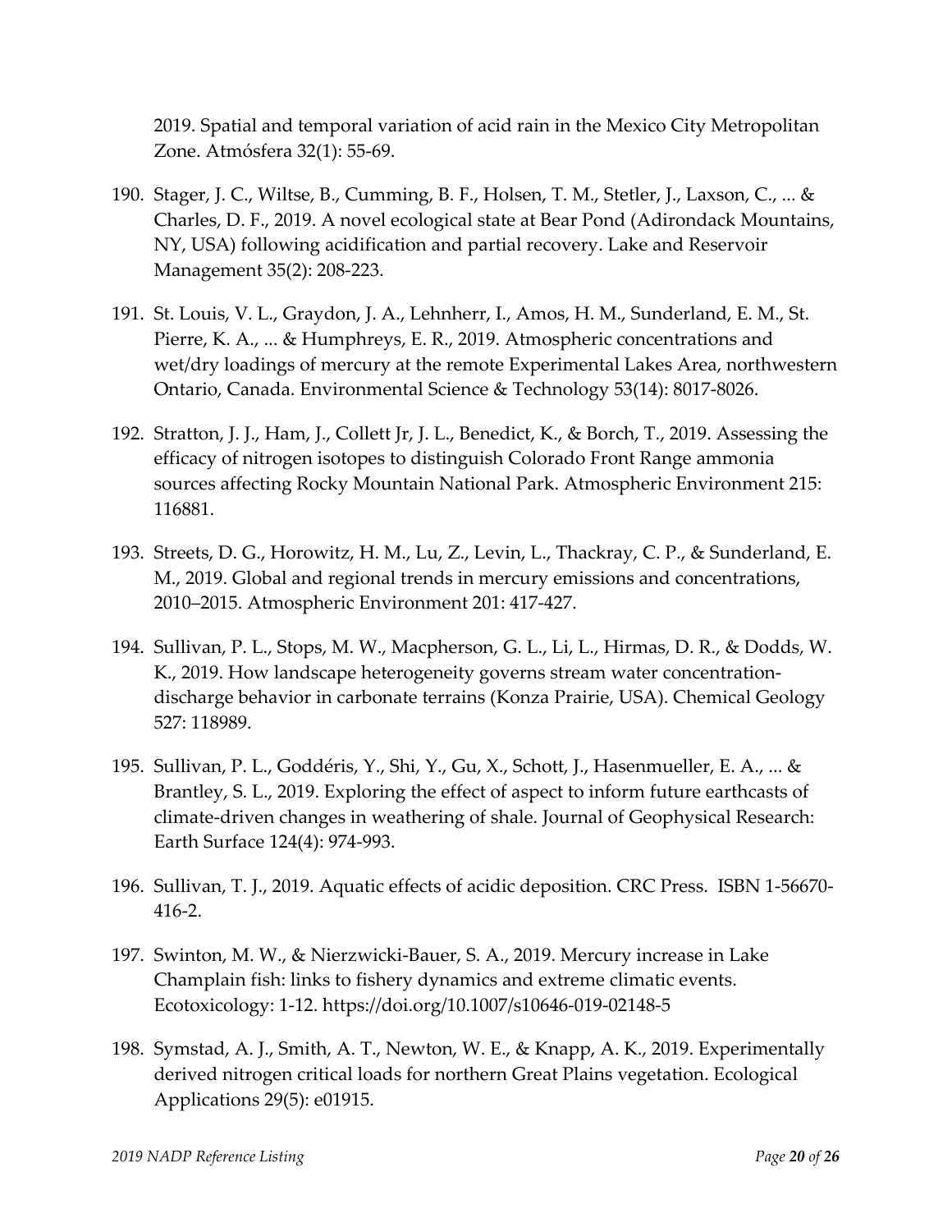2019. Spatial and temporal variation of acid rain in the Mexico City Metropolitan Zone. Atmósfera 32(1): 55-69.

190. Stager, J. C., Wiltse, B., Cumming, B. F., Holsen, T. M., Stetler, J., Laxson, C., ... & Charles, D. F., 2019. A novel ecological state at Bear Pond (Adirondack Mountains, NY, USA) following acidification and partial recovery. Lake and Reservoir Management 35(2): 208-223.

191. St. Louis, V. L., Graydon, J. A., Lehnherr, I., Amos, H. M., Sunderland, E. M., St. Pierre, K. A., ... & Humphreys, E. R., 2019. Atmospheric concentrations and wet/dry loadings of mercury at the remote Experimental Lakes Area, northwestern Ontario, Canada. Environmental Science & Technology 53(14): 8017-8026.

192. Stratton, J. J., Ham, J., Collett Jr, J. L., Benedict, K., & Borch, T., 2019. Assessing the efficacy of nitrogen isotopes to distinguish Colorado Front Range ammonia sources affecting Rocky Mountain National Park. Atmospheric Environment 215: 116881.

193. Streets, D. G., Horowitz, H. M., Lu, Z., Levin, L., Thackray, C. P., & Sunderland, E. M., 2019. Global and regional trends in mercury emissions and concentrations, 2010–2015. Atmospheric Environment 201: 417-427.

194. Sullivan, P. L., Stops, M. W., Macpherson, G. L., Li, L., Hirmas, D. R., & Dodds, W. K., 2019. How landscape heterogeneity governs stream water concentration-discharge behavior in carbonate terrains (Konza Prairie, USA). Chemical Geology 527: 118989.

195. Sullivan, P. L., Goddéris, Y., Shi, Y., Gu, X., Schott, J., Hasenmueller, E. A., ... & Brantley, S. L., 2019. Exploring the effect of aspect to inform future earthcasts of climate-driven changes in weathering of shale. Journal of Geophysical Research: Earth Surface 124(4): 974-993.

196. Sullivan, T. J., 2019. Aquatic effects of acidic deposition. CRC Press. ISBN 1-56670-416-2.

197. Swinton, M. W., & Nierzwicki-Bauer, S. A., 2019. Mercury increase in Lake Champlain fish: links to fishery dynamics and extreme climatic events. Ecotoxicology: 1-12. https://doi.org/10.1007/s10646-019-02148-5

198. Symstad, A. J., Smith, A. T., Newton, W. E., & Knapp, A. K., 2019. Experimentally derived nitrogen critical loads for northern Great Plains vegetation. Ecological Applications 29(5): e01915.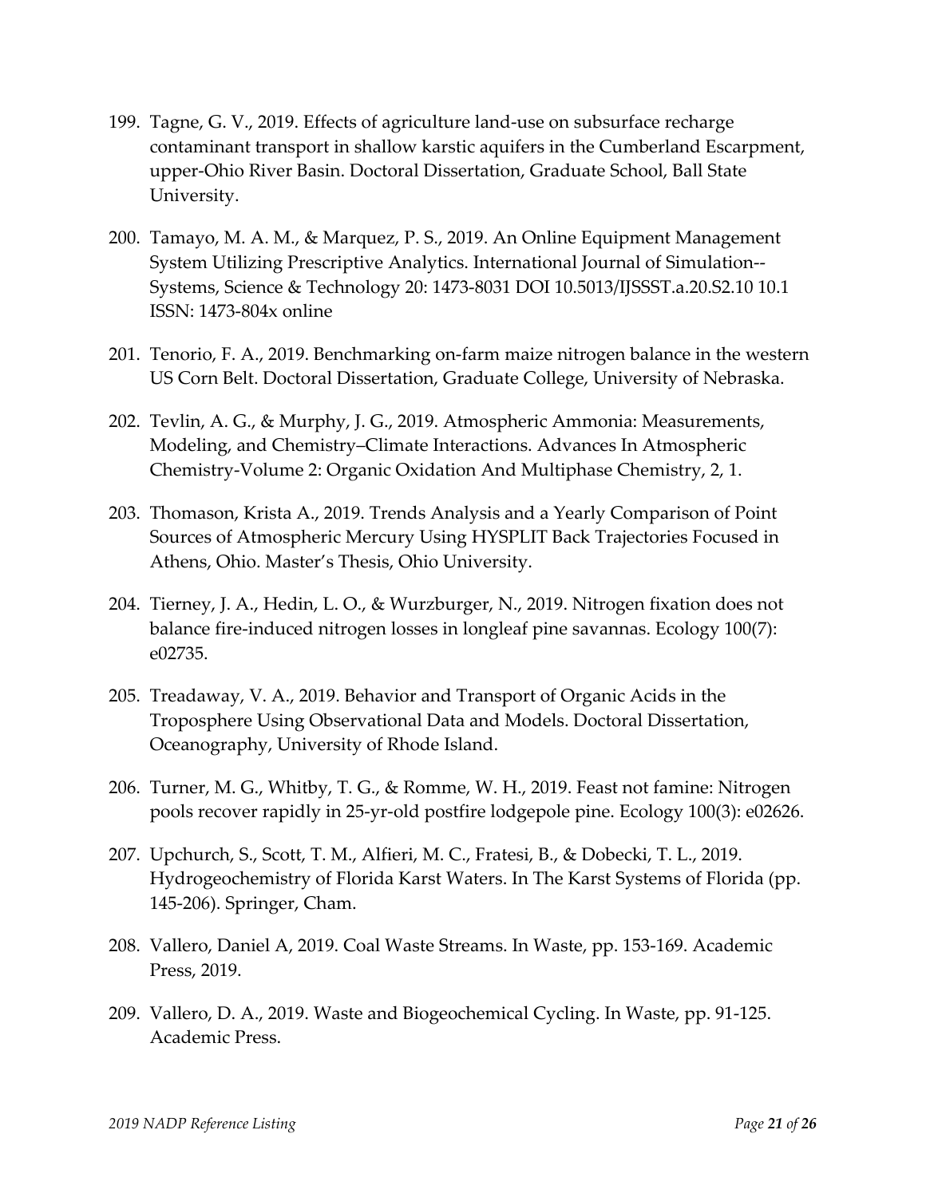199. Tagne, G. V., 2019. Effects of agriculture land-use on subsurface recharge contaminant transport in shallow karstic aquifers in the Cumberland Escarpment, upper-Ohio River Basin. Doctoral Dissertation, Graduate School, Ball State University.

200. Tamayo, M. A. M., & Marquez, P. S., 2019. An Online Equipment Management System Utilizing Prescriptive Analytics. International Journal of Simulation--Systems, Science & Technology 20: 1473-8031 DOI 10.5013/IJSSST.a.20.S2.10 10.1 ISSN: 1473-804x online

201. Tenorio, F. A., 2019. Benchmarking on-farm maize nitrogen balance in the western US Corn Belt. Doctoral Dissertation, Graduate College, University of Nebraska.

202. Tevlin, A. G., & Murphy, J. G., 2019. Atmospheric Ammonia: Measurements, Modeling, and Chemistry–Climate Interactions. Advances In Atmospheric Chemistry-Volume 2: Organic Oxidation And Multiphase Chemistry, 2, 1.

203. Thomason, Krista A., 2019. Trends Analysis and a Yearly Comparison of Point Sources of Atmospheric Mercury Using HYSPLIT Back Trajectories Focused in Athens, Ohio. Master's Thesis, Ohio University.

204. Tierney, J. A., Hedin, L. O., & Wurzburger, N., 2019. Nitrogen fixation does not balance fire-induced nitrogen losses in longleaf pine savannas. Ecology 100(7): e02735.

205. Treadaway, V. A., 2019. Behavior and Transport of Organic Acids in the Troposphere Using Observational Data and Models. Doctoral Dissertation, Oceanography, University of Rhode Island.

206. Turner, M. G., Whitby, T. G., & Romme, W. H., 2019. Feast not famine: Nitrogen pools recover rapidly in 25-yr-old postfire lodgepole pine. Ecology 100(3): e02626.

207. Upchurch, S., Scott, T. M., Alfieri, M. C., Fratesi, B., & Dobecki, T. L., 2019. Hydrogeochemistry of Florida Karst Waters. In The Karst Systems of Florida (pp. 145-206). Springer, Cham.

208. Vallero, Daniel A, 2019. Coal Waste Streams. In Waste, pp. 153-169. Academic Press, 2019.

209. Vallero, D. A., 2019. Waste and Biogeochemical Cycling. In Waste, pp. 91-125. Academic Press.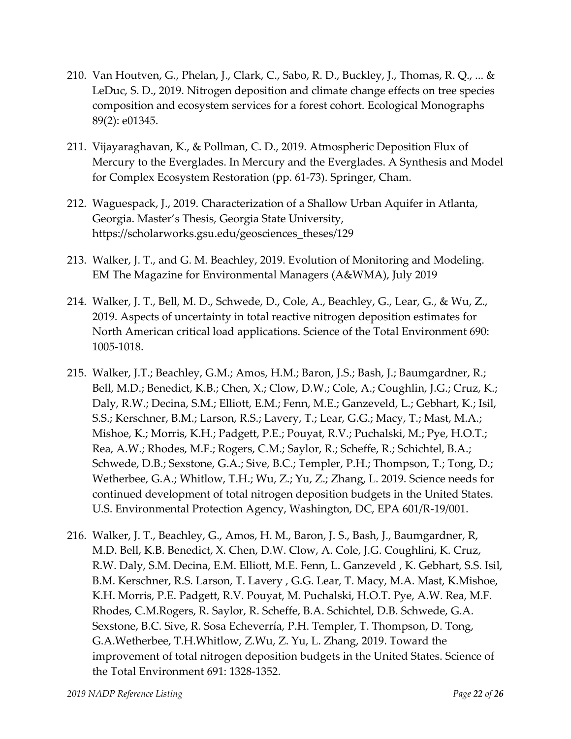210. Van Houtven, G., Phelan, J., Clark, C., Sabo, R. D., Buckley, J., Thomas, R. Q., ... & LeDuc, S. D., 2019. Nitrogen deposition and climate change effects on tree species composition and ecosystem services for a forest cohort. Ecological Monographs 89(2): e01345.

211. Vijayaraghavan, K., & Pollman, C. D., 2019. Atmospheric Deposition Flux of Mercury to the Everglades. In Mercury and the Everglades. A Synthesis and Model for Complex Ecosystem Restoration (pp. 61-73). Springer, Cham.

212. Waguespack, J., 2019. Characterization of a Shallow Urban Aquifer in Atlanta, Georgia. Master's Thesis, Georgia State University, https://scholarworks.gsu.edu/geosciences_theses/129

213. Walker, J. T., and G. M. Beachley, 2019. Evolution of Monitoring and Modeling. EM The Magazine for Environmental Managers (A&WMA), July 2019

214. Walker, J. T., Bell, M. D., Schwede, D., Cole, A., Beachley, G., Lear, G., & Wu, Z., 2019. Aspects of uncertainty in total reactive nitrogen deposition estimates for North American critical load applications. Science of the Total Environment 690: 1005-1018.

215. Walker, J.T.; Beachley, G.M.; Amos, H.M.; Baron, J.S.; Bash, J.; Baumgardner, R.; Bell, M.D.; Benedict, K.B.; Chen, X.; Clow, D.W.; Cole, A.; Coughlin, J.G.; Cruz, K.; Daly, R.W.; Decina, S.M.; Elliott, E.M.; Fenn, M.E.; Ganzeveld, L.; Gebhart, K.; Isil, S.S.; Kerschner, B.M.; Larson, R.S.; Lavery, T.; Lear, G.G.; Macy, T.; Mast, M.A.; Mishoe, K.; Morris, K.H.; Padgett, P.E.; Pouyat, R.V.; Puchalski, M.; Pye, H.O.T.; Rea, A.W.; Rhodes, M.F.; Rogers, C.M.; Saylor, R.; Scheffe, R.; Schichtel, B.A.; Schwede, D.B.; Sexstone, G.A.; Sive, B.C.; Templer, P.H.; Thompson, T.; Tong, D.; Wetherbee, G.A.; Whitlow, T.H.; Wu, Z.; Yu, Z.; Zhang, L. 2019. Science needs for continued development of total nitrogen deposition budgets in the United States. U.S. Environmental Protection Agency, Washington, DC, EPA 601/R-19/001.

216. Walker, J. T., Beachley, G., Amos, H. M., Baron, J. S., Bash, J., Baumgardner, R, M.D. Bell, K.B. Benedict, X. Chen, D.W. Clow, A. Cole, J.G. Coughlini, K. Cruz, R.W. Daly, S.M. Decina, E.M. Elliott, M.E. Fenn, L. Ganzeveld , K. Gebhart, S.S. Isil, B.M. Kerschner, R.S. Larson, T. Lavery , G.G. Lear, T. Macy, M.A. Mast, K.Mishoe, K.H. Morris, P.E. Padgett, R.V. Pouyat, M. Puchalski, H.O.T. Pye, A.W. Rea, M.F. Rhodes, C.M.Rogers, R. Saylor, R. Scheffe, B.A. Schichtel, D.B. Schwede, G.A. Sexstone, B.C. Sive, R. Sosa Echeverría, P.H. Templer, T. Thompson, D. Tong, G.A.Wetherbee, T.H.Whitlow, Z.Wu, Z. Yu, L. Zhang, 2019. Toward the improvement of total nitrogen deposition budgets in the United States. Science of the Total Environment 691: 1328-1352.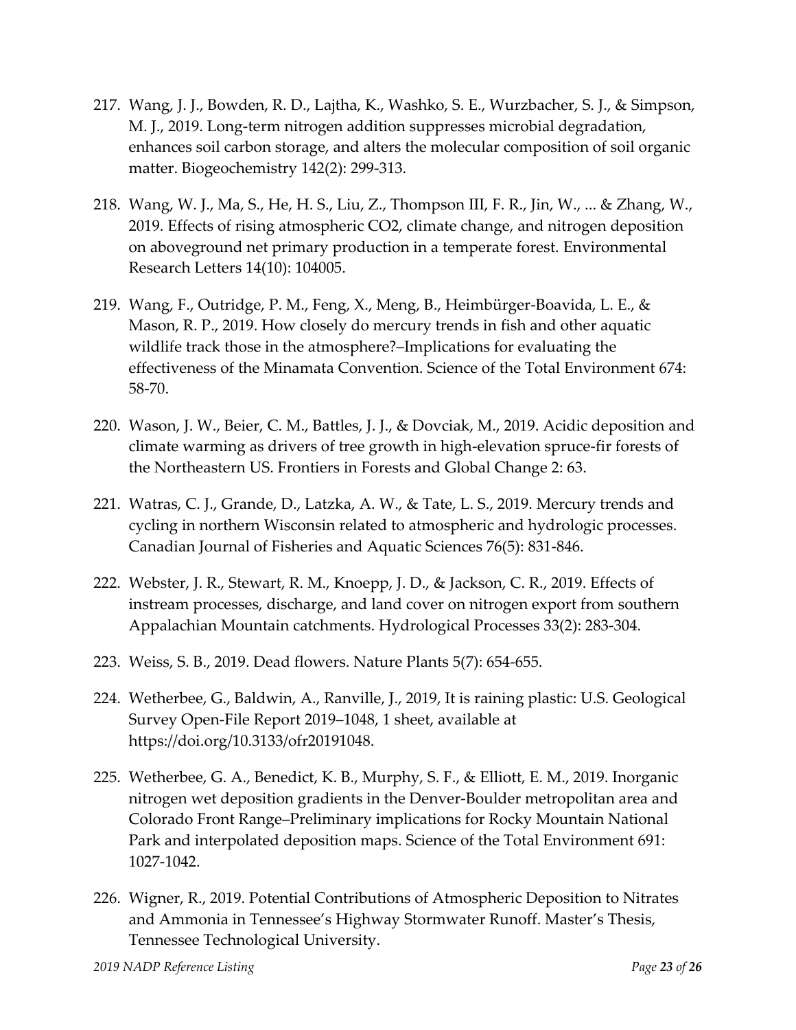217. Wang, J. J., Bowden, R. D., Lajtha, K., Washko, S. E., Wurzbacher, S. J., & Simpson, M. J., 2019. Long-term nitrogen addition suppresses microbial degradation, enhances soil carbon storage, and alters the molecular composition of soil organic matter. Biogeochemistry 142(2): 299-313.

218. Wang, W. J., Ma, S., He, H. S., Liu, Z., Thompson III, F. R., Jin, W., ... & Zhang, W., 2019. Effects of rising atmospheric CO2, climate change, and nitrogen deposition on aboveground net primary production in a temperate forest. Environmental Research Letters 14(10): 104005.

219. Wang, F., Outridge, P. M., Feng, X., Meng, B., Heimbürger-Boavida, L. E., & Mason, R. P., 2019. How closely do mercury trends in fish and other aquatic wildlife track those in the atmosphere?–Implications for evaluating the effectiveness of the Minamata Convention. Science of the Total Environment 674: 58-70.

220. Wason, J. W., Beier, C. M., Battles, J. J., & Dovciak, M., 2019. Acidic deposition and climate warming as drivers of tree growth in high-elevation spruce-fir forests of the Northeastern US. Frontiers in Forests and Global Change 2: 63.

221. Watras, C. J., Grande, D., Latzka, A. W., & Tate, L. S., 2019. Mercury trends and cycling in northern Wisconsin related to atmospheric and hydrologic processes. Canadian Journal of Fisheries and Aquatic Sciences 76(5): 831-846.

222. Webster, J. R., Stewart, R. M., Knoepp, J. D., & Jackson, C. R., 2019. Effects of instream processes, discharge, and land cover on nitrogen export from southern Appalachian Mountain catchments. Hydrological Processes 33(2): 283-304.

223. Weiss, S. B., 2019. Dead flowers. Nature Plants 5(7): 654-655.

224. Wetherbee, G., Baldwin, A., Ranville, J., 2019, It is raining plastic: U.S. Geological Survey Open-File Report 2019–1048, 1 sheet, available at https://doi.org/10.3133/ofr20191048.

225. Wetherbee, G. A., Benedict, K. B., Murphy, S. F., & Elliott, E. M., 2019. Inorganic nitrogen wet deposition gradients in the Denver-Boulder metropolitan area and Colorado Front Range–Preliminary implications for Rocky Mountain National Park and interpolated deposition maps. Science of the Total Environment 691: 1027-1042.

226. Wigner, R., 2019. Potential Contributions of Atmospheric Deposition to Nitrates and Ammonia in Tennessee's Highway Stormwater Runoff. Master's Thesis, Tennessee Technological University.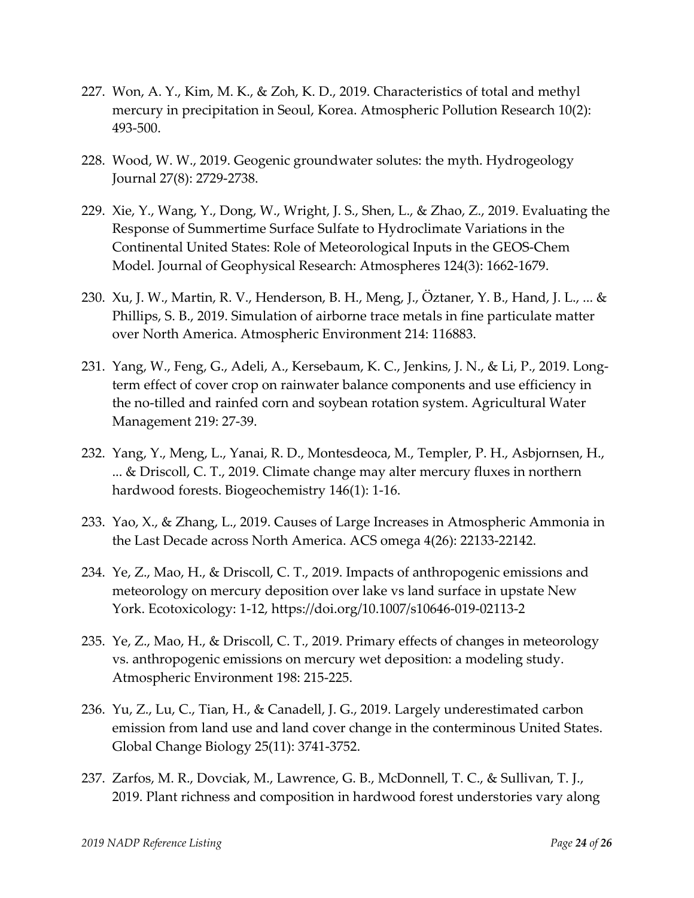227. Won, A. Y., Kim, M. K., & Zoh, K. D., 2019. Characteristics of total and methyl mercury in precipitation in Seoul, Korea. Atmospheric Pollution Research 10(2): 493-500.

228. Wood, W. W., 2019. Geogenic groundwater solutes: the myth. Hydrogeology Journal 27(8): 2729-2738.

229. Xie, Y., Wang, Y., Dong, W., Wright, J. S., Shen, L., & Zhao, Z., 2019. Evaluating the Response of Summertime Surface Sulfate to Hydroclimate Variations in the Continental United States: Role of Meteorological Inputs in the GEOS-Chem Model. Journal of Geophysical Research: Atmospheres 124(3): 1662-1679.

230. Xu, J. W., Martin, R. V., Henderson, B. H., Meng, J., Öztaner, Y. B., Hand, J. L., ... & Phillips, S. B., 2019. Simulation of airborne trace metals in fine particulate matter over North America. Atmospheric Environment 214: 116883.

231. Yang, W., Feng, G., Adeli, A., Kersebaum, K. C., Jenkins, J. N., & Li, P., 2019. Long-term effect of cover crop on rainwater balance components and use efficiency in the no-tilled and rainfed corn and soybean rotation system. Agricultural Water Management 219: 27-39.

232. Yang, Y., Meng, L., Yanai, R. D., Montesdeoca, M., Templer, P. H., Asbjornsen, H., ... & Driscoll, C. T., 2019. Climate change may alter mercury fluxes in northern hardwood forests. Biogeochemistry 146(1): 1-16.

233. Yao, X., & Zhang, L., 2019. Causes of Large Increases in Atmospheric Ammonia in the Last Decade across North America. ACS omega 4(26): 22133-22142.

234. Ye, Z., Mao, H., & Driscoll, C. T., 2019. Impacts of anthropogenic emissions and meteorology on mercury deposition over lake vs land surface in upstate New York. Ecotoxicology: 1-12, https://doi.org/10.1007/s10646-019-02113-2

235. Ye, Z., Mao, H., & Driscoll, C. T., 2019. Primary effects of changes in meteorology vs. anthropogenic emissions on mercury wet deposition: a modeling study. Atmospheric Environment 198: 215-225.

236. Yu, Z., Lu, C., Tian, H., & Canadell, J. G., 2019. Largely underestimated carbon emission from land use and land cover change in the conterminous United States. Global Change Biology 25(11): 3741-3752.

237. Zarfos, M. R., Dovciak, M., Lawrence, G. B., McDonnell, T. C., & Sullivan, T. J., 2019. Plant richness and composition in hardwood forest understories vary along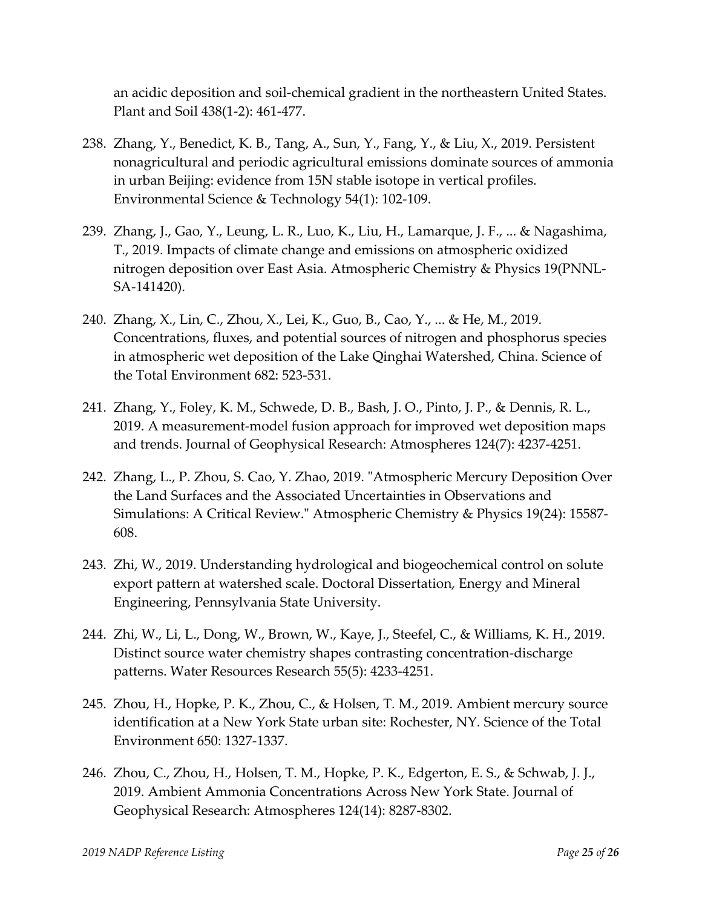an acidic deposition and soil-chemical gradient in the northeastern United States. Plant and Soil 438(1-2): 461-477.

238. Zhang, Y., Benedict, K. B., Tang, A., Sun, Y., Fang, Y., & Liu, X., 2019. Persistent nonagricultural and periodic agricultural emissions dominate sources of ammonia in urban Beijing: evidence from 15N stable isotope in vertical profiles. Environmental Science & Technology 54(1): 102-109.

239. Zhang, J., Gao, Y., Leung, L. R., Luo, K., Liu, H., Lamarque, J. F., ... & Nagashima, T., 2019. Impacts of climate change and emissions on atmospheric oxidized nitrogen deposition over East Asia. Atmospheric Chemistry & Physics 19(PNNL-SA-141420).

240. Zhang, X., Lin, C., Zhou, X., Lei, K., Guo, B., Cao, Y., ... & He, M., 2019. Concentrations, fluxes, and potential sources of nitrogen and phosphorus species in atmospheric wet deposition of the Lake Qinghai Watershed, China. Science of the Total Environment 682: 523-531.

241. Zhang, Y., Foley, K. M., Schwede, D. B., Bash, J. O., Pinto, J. P., & Dennis, R. L., 2019. A measurement-model fusion approach for improved wet deposition maps and trends. Journal of Geophysical Research: Atmospheres 124(7): 4237-4251.

242. Zhang, L., P. Zhou, S. Cao, Y. Zhao, 2019. "Atmospheric Mercury Deposition Over the Land Surfaces and the Associated Uncertainties in Observations and Simulations: A Critical Review." Atmospheric Chemistry & Physics 19(24): 15587-608.

243. Zhi, W., 2019. Understanding hydrological and biogeochemical control on solute export pattern at watershed scale. Doctoral Dissertation, Energy and Mineral Engineering, Pennsylvania State University.

244. Zhi, W., Li, L., Dong, W., Brown, W., Kaye, J., Steefel, C., & Williams, K. H., 2019. Distinct source water chemistry shapes contrasting concentration-discharge patterns. Water Resources Research 55(5): 4233-4251.

245. Zhou, H., Hopke, P. K., Zhou, C., & Holsen, T. M., 2019. Ambient mercury source identification at a New York State urban site: Rochester, NY. Science of the Total Environment 650: 1327-1337.

246. Zhou, C., Zhou, H., Holsen, T. M., Hopke, P. K., Edgerton, E. S., & Schwab, J. J., 2019. Ambient Ammonia Concentrations Across New York State. Journal of Geophysical Research: Atmospheres 124(14): 8287-8302.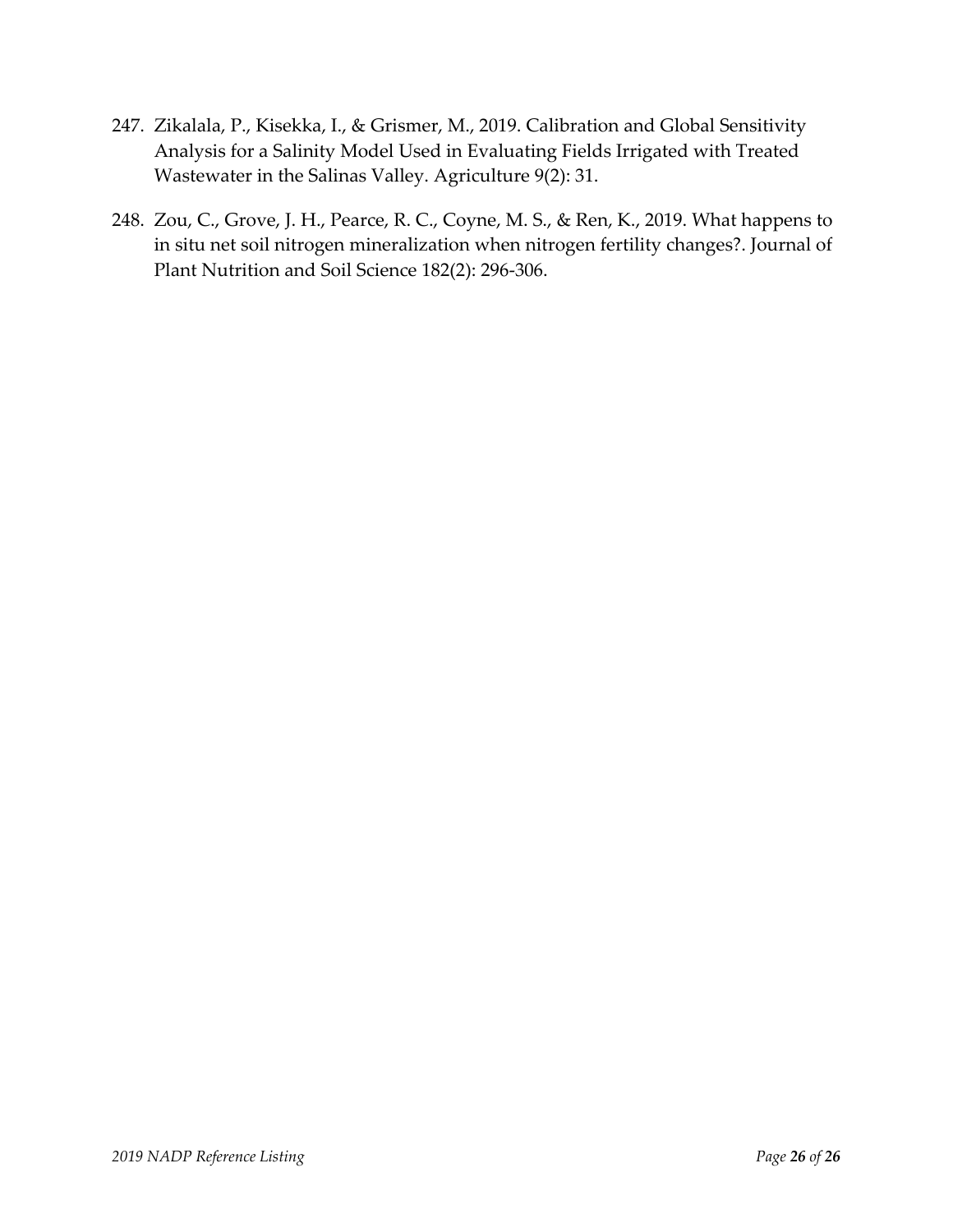247. Zikalala, P., Kisekka, I., & Grismer, M., 2019. Calibration and Global Sensitivity Analysis for a Salinity Model Used in Evaluating Fields Irrigated with Treated Wastewater in the Salinas Valley. Agriculture 9(2): 31.

248. Zou, C., Grove, J. H., Pearce, R. C., Coyne, M. S., & Ren, K., 2019. What happens to in situ net soil nitrogen mineralization when nitrogen fertility changes?. Journal of Plant Nutrition and Soil Science 182(2): 296-306.